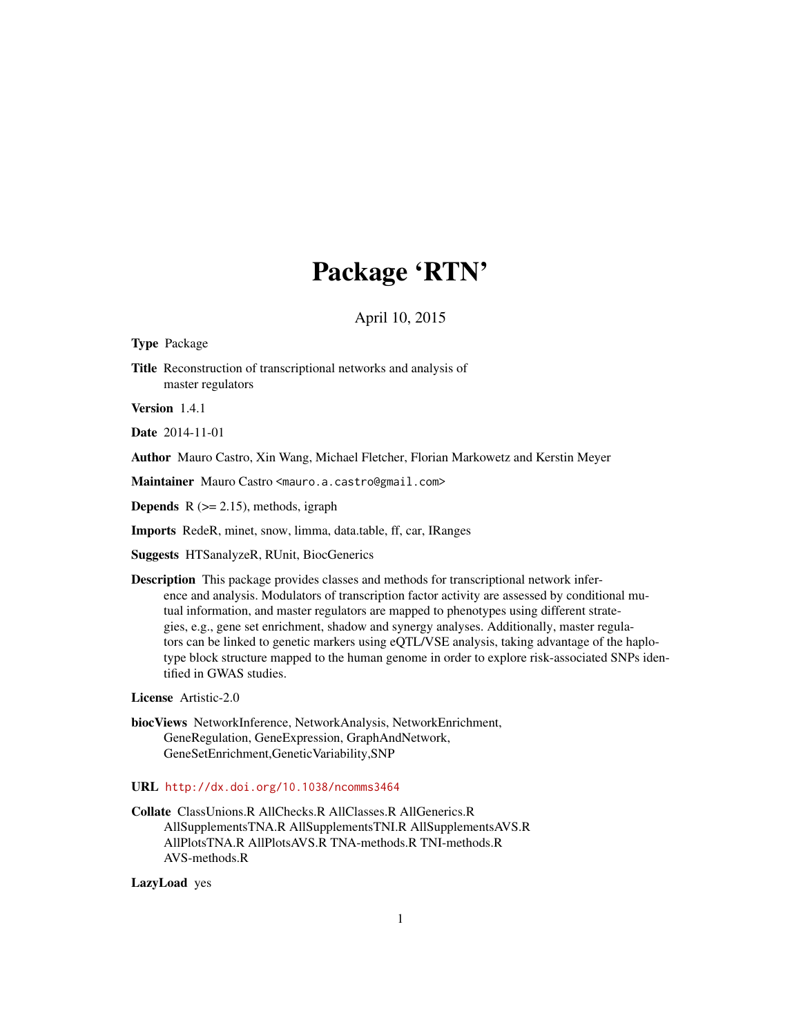# Package 'RTN'

April 10, 2015

**Type** Package

**Title** Reconstruction of transcriptional networks and analysis of master regulators

**Version** 1.4.1

**Date** 2014-11-01

**Author** Mauro Castro, Xin Wang, Michael Fletcher, Florian Markowetz and Kerstin Meyer

**Maintainer** Mauro Castro <mauro.a.castro@gmail.com>

**Depends** R (>= 2.15), methods, igraph

**Imports** RedeR, minet, snow, limma, data.table, ff, car, IRanges

**Suggests** HTSanalyzeR, RUnit, BiocGenerics

**Description** This package provides classes and methods for transcriptional network inference and analysis. Modulators of transcription factor activity are assessed by conditional mutual information, and master regulators are mapped to phenotypes using different strategies, e.g., gene set enrichment, shadow and synergy analyses. Additionally, master regulators can be linked to genetic markers using eQTL/VSE analysis, taking advantage of the haplotype block structure mapped to the human genome in order to explore risk-associated SNPs identified in GWAS studies.

**License** Artistic-2.0

**biocViews** NetworkInference, NetworkAnalysis, NetworkEnrichment, GeneRegulation, GeneExpression, GraphAndNetwork, GeneSetEnrichment,GeneticVariability,SNP

**URL** http://dx.doi.org/10.1038/ncomms3464

**Collate** ClassUnions.R AllChecks.R AllClasses.R AllGenerics.R AllSupplementsTNA.R AllSupplementsTNI.R AllSupplementsAVS.R AllPlotsTNA.R AllPlotsAVS.R TNA-methods.R TNI-methods.R AVS-methods.R

**LazyLoad** yes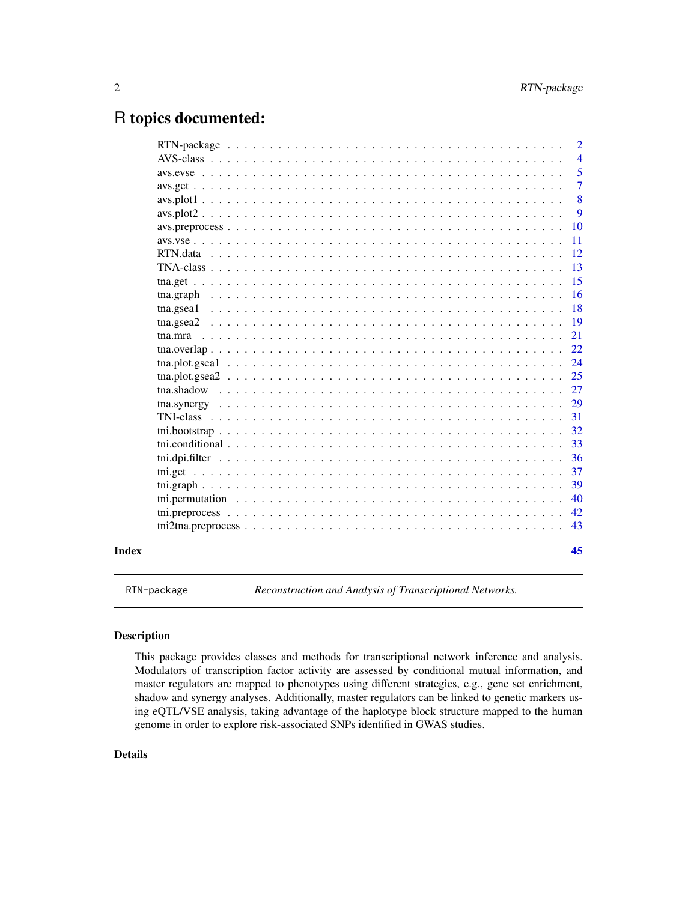# R topics documented:

| | |
|---|---|
| RTN-package | 2 |
| AVS-class | 4 |
| avs.evse | 5 |
| avs.get | 7 |
| avs.plot1 | 8 |
| avs.plot2 | 9 |
| avs.preprocess | 10 |
| avs.vse | 11 |
| RTN.data | 12 |
| TNA-class | 13 |
| tna.get | 15 |
| tna.graph | 16 |
| tna.gsea1 | 18 |
| tna.gsea2 | 19 |
| tna.mra | 21 |
| tna.overlap | 22 |
| tna.plot.gsea1 | 24 |
| tna.plot.gsea2 | 25 |
| tna.shadow | 27 |
| tna.synergy | 29 |
| TNI-class | 31 |
| tni.bootstrap | 32 |
| tni.conditional | 33 |
| tni.dpi.filter | 36 |
| tni.get | 37 |
| tni.graph | 39 |
| tni.permutation | 40 |
| tni.preprocess | 42 |
| tni2tna.preprocess | 43 |
| **Index** | **45** |

---

RTN-package — *Reconstruction and Analysis of Transcriptional Networks.*

---

### Description

This package provides classes and methods for transcriptional network inference and analysis. Modulators of transcription factor activity are assessed by conditional mutual information, and master regulators are mapped to phenotypes using different strategies, e.g., gene set enrichment, shadow and synergy analyses. Additionally, master regulators can be linked to genetic markers using eQTL/VSE analysis, taking advantage of the haplotype block structure mapped to the human genome in order to explore risk-associated SNPs identified in GWAS studies.

### Details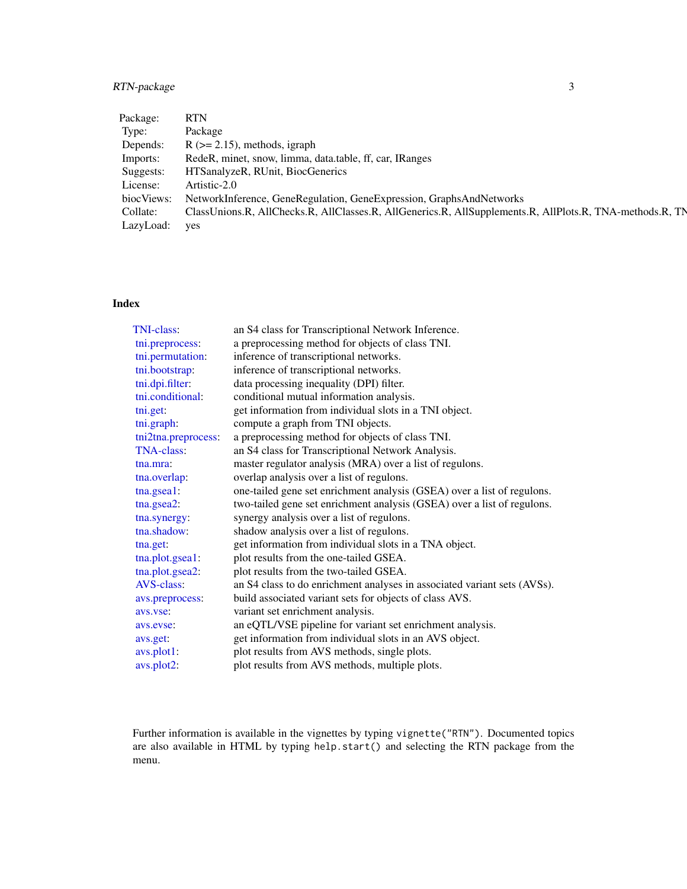| | |
|---|---|
| Package: | RTN |
| Type: | Package |
| Depends: | R (>= 2.15), methods, igraph |
| Imports: | RedeR, minet, snow, limma, data.table, ff, car, IRanges |
| Suggests: | HTSanalyzeR, RUnit, BiocGenerics |
| License: | Artistic-2.0 |
| biocViews: | NetworkInference, GeneRegulation, GeneExpression, GraphsAndNetworks |
| Collate: | ClassUnions.R, AllChecks.R, AllClasses.R, AllGenerics.R, AllSupplements.R, AllPlots.R, TNA-methods.R, TN |
| LazyLoad: | yes |

## Index

| | |
|---|---|
| TNI-class: | an S4 class for Transcriptional Network Inference. |
| tni.preprocess: | a preprocessing method for objects of class TNI. |
| tni.permutation: | inference of transcriptional networks. |
| tni.bootstrap: | inference of transcriptional networks. |
| tni.dpi.filter: | data processing inequality (DPI) filter. |
| tni.conditional: | conditional mutual information analysis. |
| tni.get: | get information from individual slots in a TNI object. |
| tni.graph: | compute a graph from TNI objects. |
| tni2tna.preprocess: | a preprocessing method for objects of class TNI. |
| TNA-class: | an S4 class for Transcriptional Network Analysis. |
| tna.mra: | master regulator analysis (MRA) over a list of regulons. |
| tna.overlap: | overlap analysis over a list of regulons. |
| tna.gsea1: | one-tailed gene set enrichment analysis (GSEA) over a list of regulons. |
| tna.gsea2: | two-tailed gene set enrichment analysis (GSEA) over a list of regulons. |
| tna.synergy: | synergy analysis over a list of regulons. |
| tna.shadow: | shadow analysis over a list of regulons. |
| tna.get: | get information from individual slots in a TNA object. |
| tna.plot.gsea1: | plot results from the one-tailed GSEA. |
| tna.plot.gsea2: | plot results from the two-tailed GSEA. |
| AVS-class: | an S4 class to do enrichment analyses in associated variant sets (AVSs). |
| avs.preprocess: | build associated variant sets for objects of class AVS. |
| avs.vse: | variant set enrichment analysis. |
| avs.evse: | an eQTL/VSE pipeline for variant set enrichment analysis. |
| avs.get: | get information from individual slots in an AVS object. |
| avs.plot1: | plot results from AVS methods, single plots. |
| avs.plot2: | plot results from AVS methods, multiple plots. |

Further information is available in the vignettes by typing `vignette("RTN")`. Documented topics are also available in HTML by typing `help.start()` and selecting the RTN package from the menu.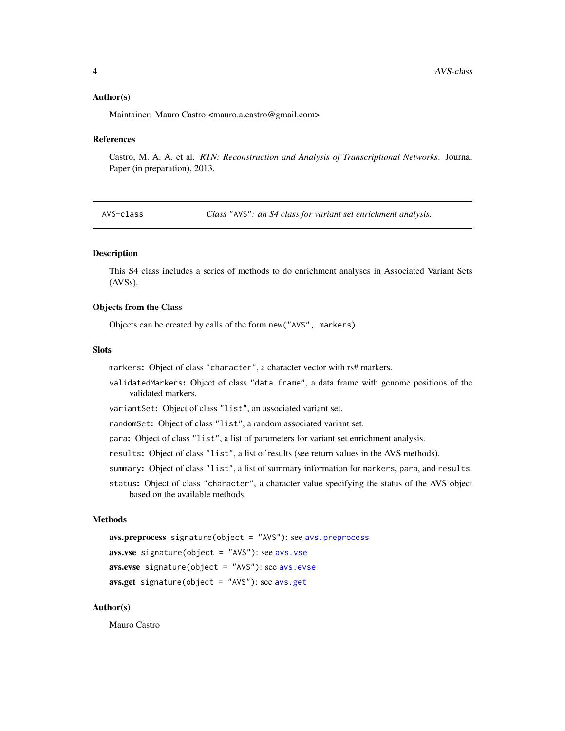### Author(s)

Maintainer: Mauro Castro <mauro.a.castro@gmail.com>

### References

Castro, M. A. A. et al. *RTN: Reconstruction and Analysis of Transcriptional Networks*. Journal Paper (in preparation), 2013.

---

## AVS-class — *Class "AVS": an S4 class for variant set enrichment analysis.*

---

### Description

This S4 class includes a series of methods to do enrichment analyses in Associated Variant Sets (AVSs).

### Objects from the Class

Objects can be created by calls of the form `new("AVS", markers)`.

### Slots

- `markers`: Object of class `"character"`, a character vector with rs# markers.
- `validatedMarkers`: Object of class `"data.frame"`, a data frame with genome positions of the validated markers.
- `variantSet`: Object of class `"list"`, an associated variant set.
- `randomSet`: Object of class `"list"`, a random associated variant set.
- `para`: Object of class `"list"`, a list of parameters for variant set enrichment analysis.
- `results`: Object of class `"list"`, a list of results (see return values in the AVS methods).
- `summary`: Object of class `"list"`, a list of summary information for `markers`, `para`, and `results`.
- `status`: Object of class `"character"`, a character value specifying the status of the AVS object based on the available methods.

### Methods

- **avs.preprocess** `signature(object = "AVS")`: see `avs.preprocess`
- **avs.vse** `signature(object = "AVS")`: see `avs.vse`
- **avs.evse** `signature(object = "AVS")`: see `avs.evse`
- **avs.get** `signature(object = "AVS")`: see `avs.get`

### Author(s)

Mauro Castro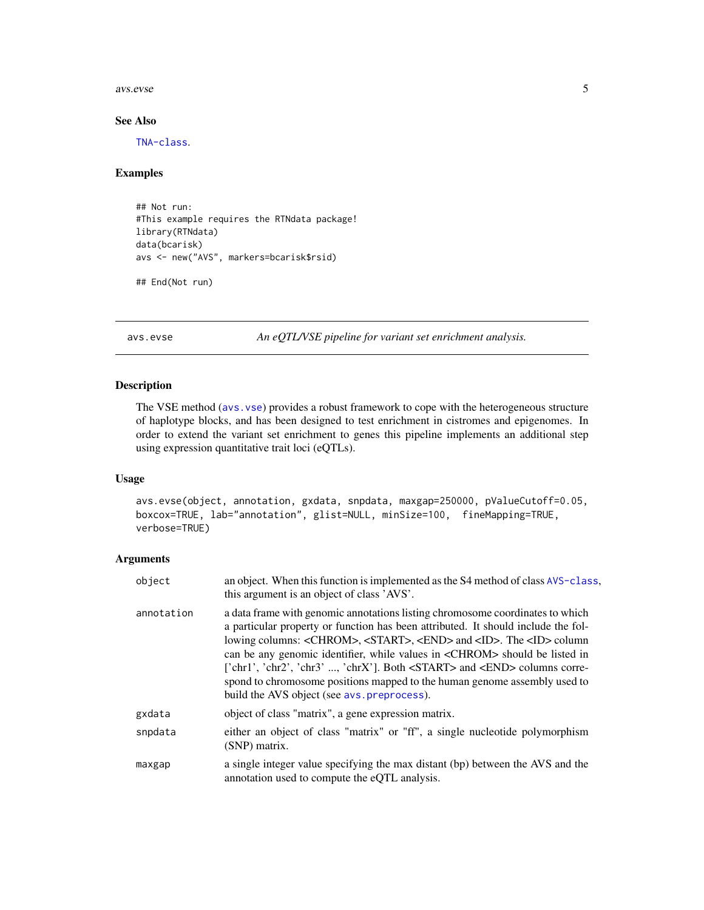## See Also

TNA-class.

## Examples

```
## Not run:
#This example requires the RTNdata package!
library(RTNdata)
data(bcarisk)
avs <- new("AVS", markers=bcarisk$rsid)

## End(Not run)
```

---

## avs.evse — *An eQTL/VSE pipeline for variant set enrichment analysis.*

### Description

The VSE method (avs.vse) provides a robust framework to cope with the heterogeneous structure of haplotype blocks, and has been designed to test enrichment in cistromes and epigenomes. In order to extend the variant set enrichment to genes this pipeline implements an additional step using expression quantitative trait loci (eQTLs).

### Usage

```
avs.evse(object, annotation, gxdata, snpdata, maxgap=250000, pValueCutoff=0.05,
boxcox=TRUE, lab="annotation", glist=NULL, minSize=100,  fineMapping=TRUE,
verbose=TRUE)
```

### Arguments

| | |
|---|---|
| object | an object. When this function is implemented as the S4 method of class AVS-class, this argument is an object of class 'AVS'. |
| annotation | a data frame with genomic annotations listing chromosome coordinates to which a particular property or function has been attributed. It should include the following columns: <CHROM>, <START>, <END> and <ID>. The <ID> column can be any genomic identifier, while values in <CHROM> should be listed in ['chr1', 'chr2', 'chr3' ..., 'chrX']. Both <START> and <END> columns correspond to chromosome positions mapped to the human genome assembly used to build the AVS object (see avs.preprocess). |
| gxdata | object of class "matrix", a gene expression matrix. |
| snpdata | either an object of class "matrix" or "ff", a single nucleotide polymorphism (SNP) matrix. |
| maxgap | a single integer value specifying the max distant (bp) between the AVS and the annotation used to compute the eQTL analysis. |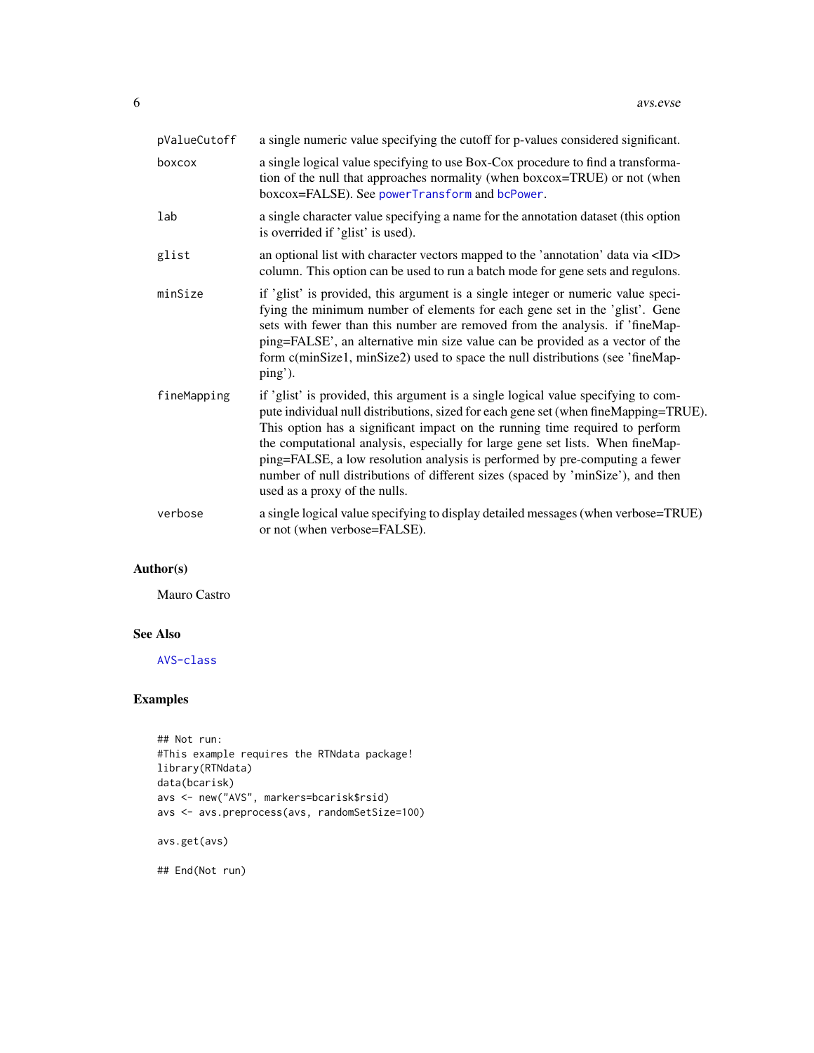| | |
|---|---|
| `pValueCutoff` | a single numeric value specifying the cutoff for p-values considered significant. |
| `boxcox` | a single logical value specifying to use Box-Cox procedure to find a transformation of the null that approaches normality (when boxcox=TRUE) or not (when boxcox=FALSE). See `powerTransform` and `bcPower`. |
| `lab` | a single character value specifying a name for the annotation dataset (this option is overrided if 'glist' is used). |
| `glist` | an optional list with character vectors mapped to the 'annotation' data via <ID> column. This option can be used to run a batch mode for gene sets and regulons. |
| `minSize` | if 'glist' is provided, this argument is a single integer or numeric value specifying the minimum number of elements for each gene set in the 'glist'. Gene sets with fewer than this number are removed from the analysis. if 'fineMapping=FALSE', an alternative min size value can be provided as a vector of the form c(minSize1, minSize2) used to space the null distributions (see 'fineMapping'). |
| `fineMapping` | if 'glist' is provided, this argument is a single logical value specifying to compute individual null distributions, sized for each gene set (when fineMapping=TRUE). This option has a significant impact on the running time required to perform the computational analysis, especially for large gene set lists. When fineMapping=FALSE, a low resolution analysis is performed by pre-computing a fewer number of null distributions of different sizes (spaced by 'minSize'), and then used as a proxy of the nulls. |
| `verbose` | a single logical value specifying to display detailed messages (when verbose=TRUE) or not (when verbose=FALSE). |

## Author(s)

Mauro Castro

## See Also

`AVS-class`

## Examples

```
## Not run:
#This example requires the RTNdata package!
library(RTNdata)
data(bcarisk)
avs <- new("AVS", markers=bcarisk$rsid)
avs <- avs.preprocess(avs, randomSetSize=100)

avs.get(avs)

## End(Not run)
```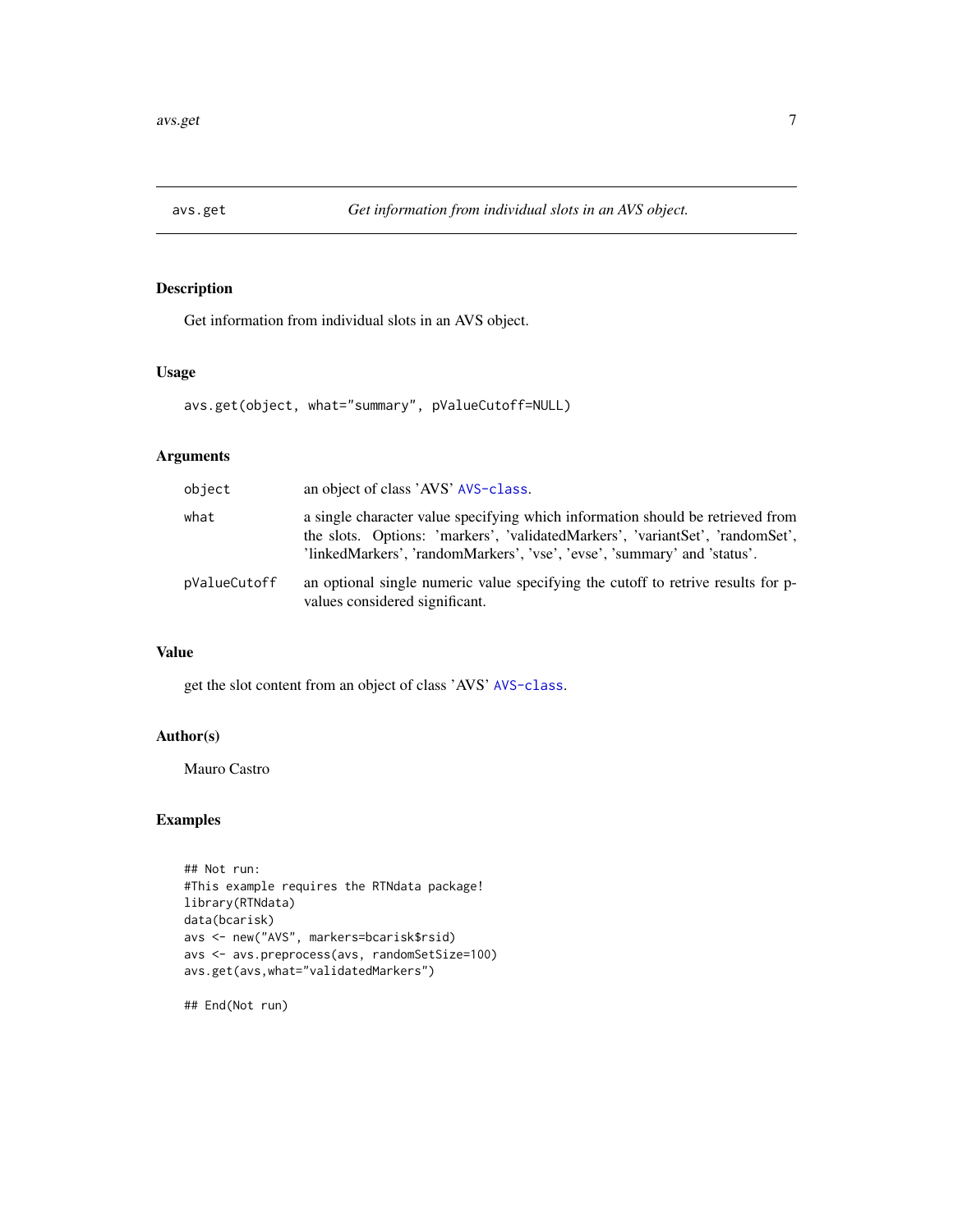## avs.get — *Get information from individual slots in an AVS object.*

### Description

Get information from individual slots in an AVS object.

### Usage

```
avs.get(object, what="summary", pValueCutoff=NULL)
```

### Arguments

| | |
|---|---|
| `object` | an object of class 'AVS' `AVS-class`. |
| `what` | a single character value specifying which information should be retrieved from the slots. Options: 'markers', 'validatedMarkers', 'variantSet', 'randomSet', 'linkedMarkers', 'randomMarkers', 'vse', 'evse', 'summary' and 'status'. |
| `pValueCutoff` | an optional single numeric value specifying the cutoff to retrive results for p-values considered significant. |

### Value

get the slot content from an object of class 'AVS' `AVS-class`.

### Author(s)

Mauro Castro

### Examples

```
## Not run:
#This example requires the RTNdata package!
library(RTNdata)
data(bcarisk)
avs <- new("AVS", markers=bcarisk$rsid)
avs <- avs.preprocess(avs, randomSetSize=100)
avs.get(avs,what="validatedMarkers")

## End(Not run)
```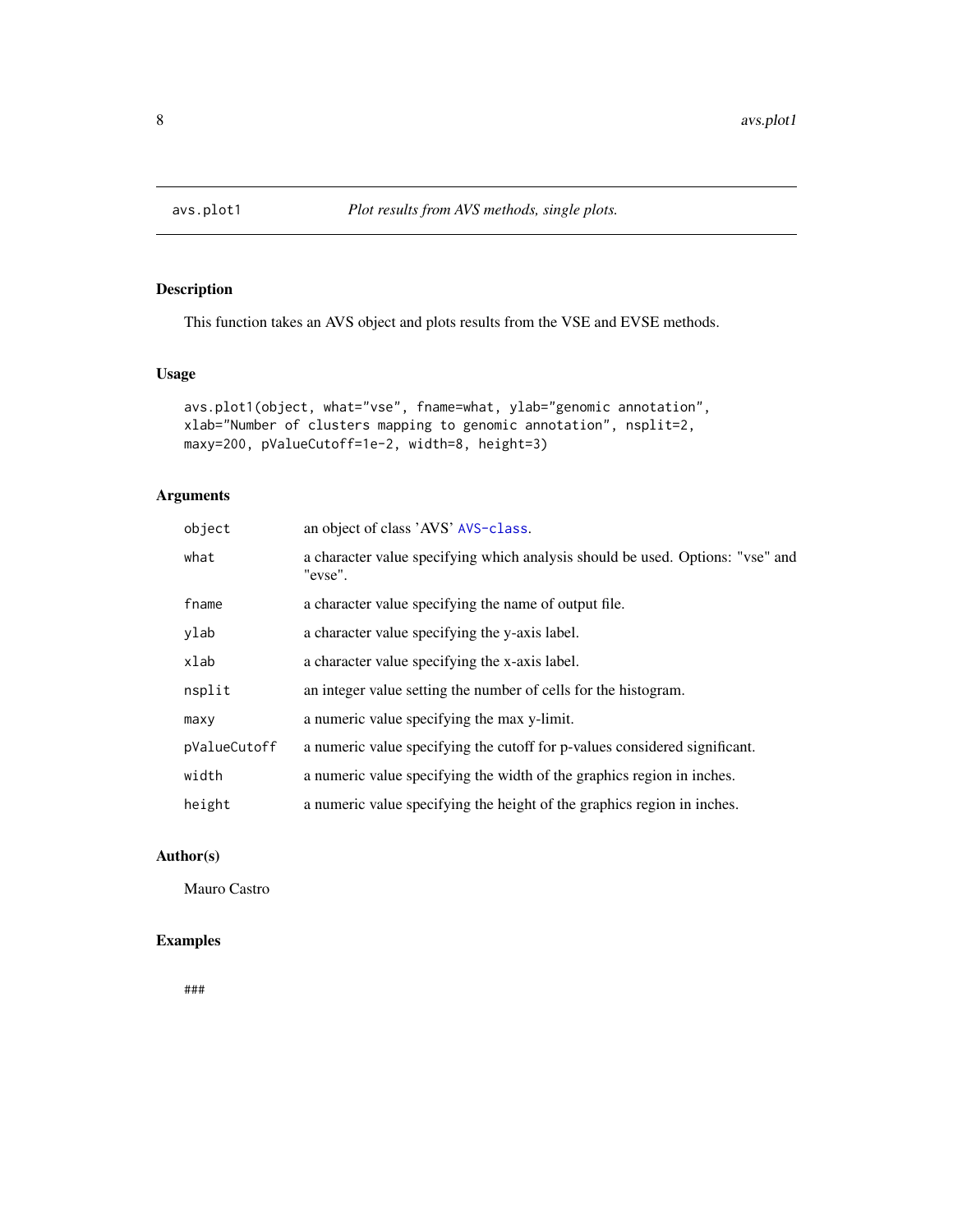avs.plot1 *Plot results from AVS methods, single plots.*

## Description

This function takes an AVS object and plots results from the VSE and EVSE methods.

## Usage

```
avs.plot1(object, what="vse", fname=what, ylab="genomic annotation",
xlab="Number of clusters mapping to genomic annotation", nsplit=2,
maxy=200, pValueCutoff=1e-2, width=8, height=3)
```

## Arguments

| | |
|---|---|
| object | an object of class 'AVS' AVS-class. |
| what | a character value specifying which analysis should be used. Options: "vse" and "evse". |
| fname | a character value specifying the name of output file. |
| ylab | a character value specifying the y-axis label. |
| xlab | a character value specifying the x-axis label. |
| nsplit | an integer value setting the number of cells for the histogram. |
| maxy | a numeric value specifying the max y-limit. |
| pValueCutoff | a numeric value specifying the cutoff for p-values considered significant. |
| width | a numeric value specifying the width of the graphics region in inches. |
| height | a numeric value specifying the height of the graphics region in inches. |

## Author(s)

Mauro Castro

## Examples

```
###
```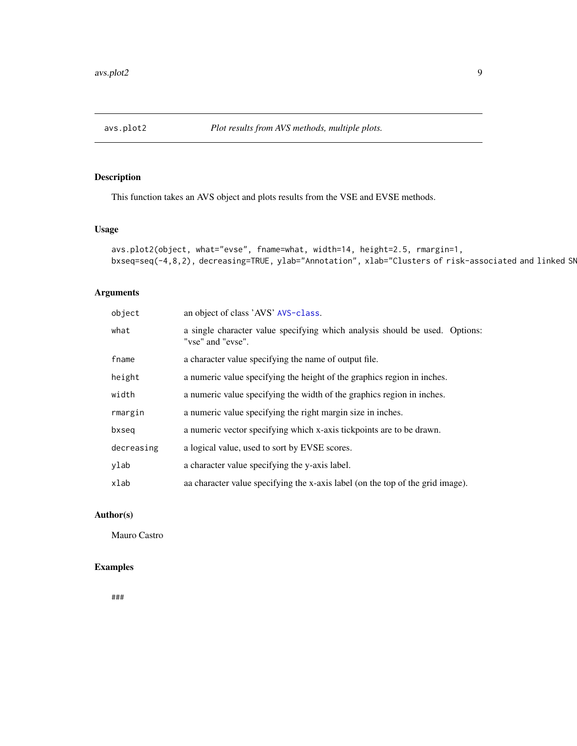avs.plot2 *Plot results from AVS methods, multiple plots.*

## Description

This function takes an AVS object and plots results from the VSE and EVSE methods.

## Usage

```
avs.plot2(object, what="evse", fname=what, width=14, height=2.5, rmargin=1,
bxseq=seq(-4,8,2), decreasing=TRUE, ylab="Annotation", xlab="Clusters of risk-associated and linked SN
```

## Arguments

| | |
|---|---|
| object | an object of class 'AVS' AVS-class. |
| what | a single character value specifying which analysis should be used. Options: "vse" and "evse". |
| fname | a character value specifying the name of output file. |
| height | a numeric value specifying the height of the graphics region in inches. |
| width | a numeric value specifying the width of the graphics region in inches. |
| rmargin | a numeric value specifying the right margin size in inches. |
| bxseq | a numeric vector specifying which x-axis tickpoints are to be drawn. |
| decreasing | a logical value, used to sort by EVSE scores. |
| ylab | a character value specifying the y-axis label. |
| xlab | aa character value specifying the x-axis label (on the top of the grid image). |

## Author(s)

Mauro Castro

## Examples

```
###
```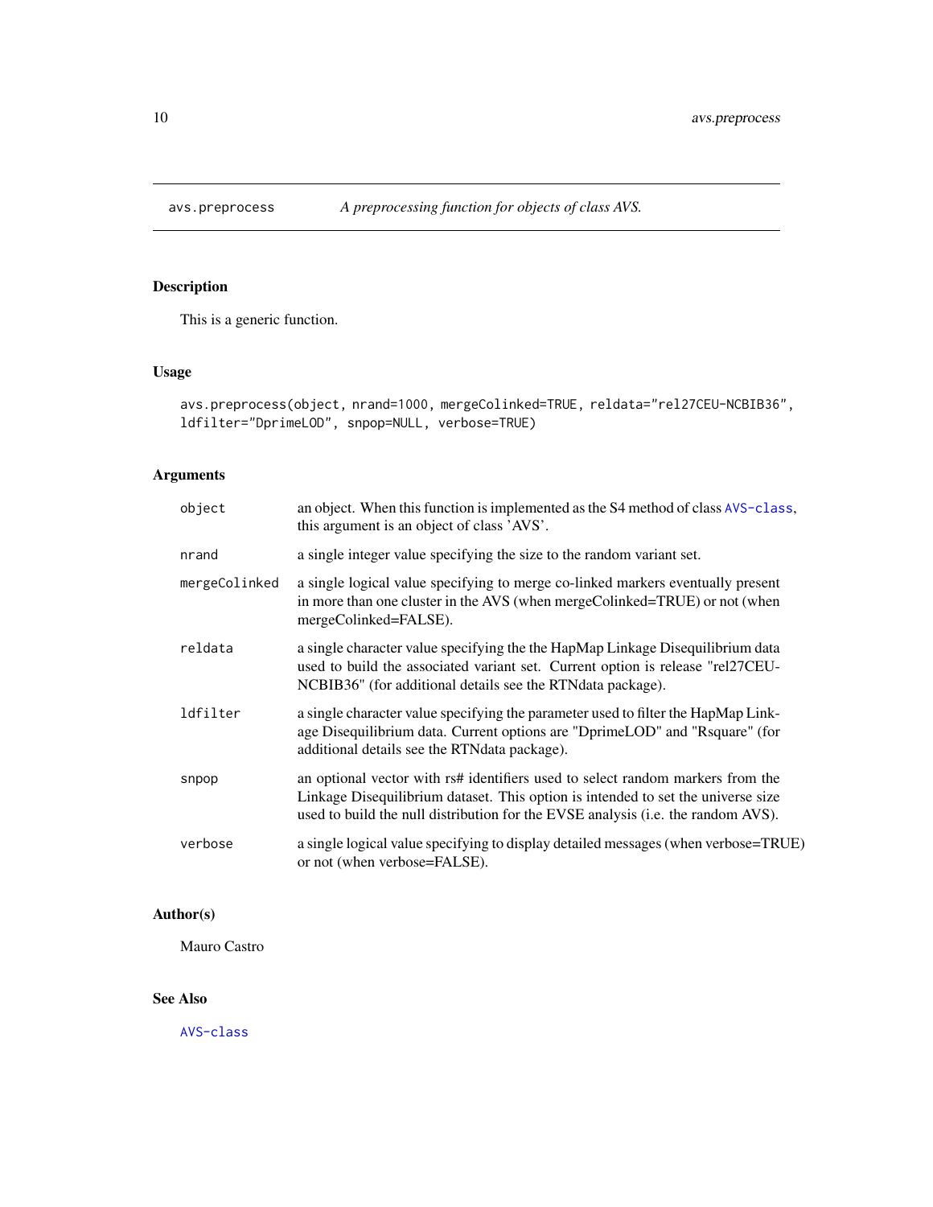## avs.preprocess — *A preprocessing function for objects of class AVS.*

### Description

This is a generic function.

### Usage

```
avs.preprocess(object, nrand=1000, mergeColinked=TRUE, reldata="rel27CEU-NCBIB36",
ldfilter="DprimeLOD", snpop=NULL, verbose=TRUE)
```

### Arguments

| | |
|---|---|
| `object` | an object. When this function is implemented as the S4 method of class AVS-class, this argument is an object of class 'AVS'. |
| `nrand` | a single integer value specifying the size to the random variant set. |
| `mergeColinked` | a single logical value specifying to merge co-linked markers eventually present in more than one cluster in the AVS (when mergeColinked=TRUE) or not (when mergeColinked=FALSE). |
| `reldata` | a single character value specifying the the HapMap Linkage Disequilibrium data used to build the associated variant set. Current option is release "rel27CEU-NCBIB36" (for additional details see the RTNdata package). |
| `ldfilter` | a single character value specifying the parameter used to filter the HapMap Linkage Disequilibrium data. Current options are "DprimeLOD" and "Rsquare" (for additional details see the RTNdata package). |
| `snpop` | an optional vector with rs# identifiers used to select random markers from the Linkage Disequilibrium dataset. This option is intended to set the universe size used to build the null distribution for the EVSE analysis (i.e. the random AVS). |
| `verbose` | a single logical value specifying to display detailed messages (when verbose=TRUE) or not (when verbose=FALSE). |

### Author(s)

Mauro Castro

### See Also

AVS-class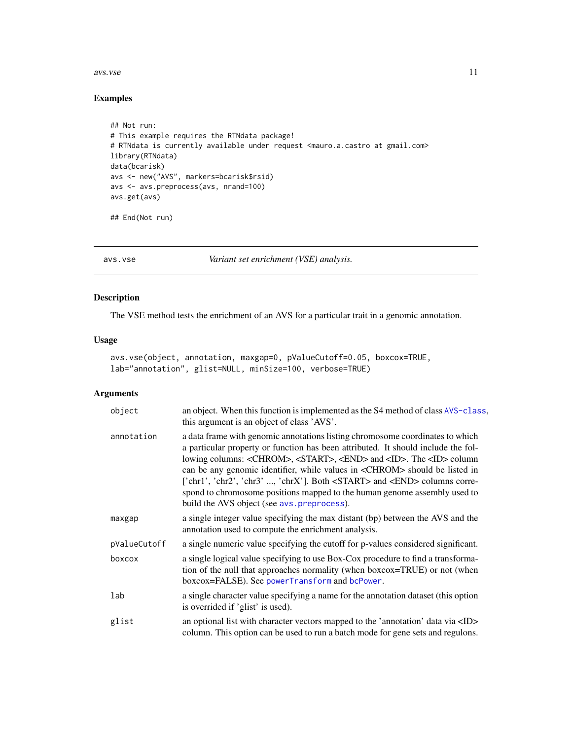## Examples

```
## Not run:
# This example requires the RTNdata package!
# RTNdata is currently available under request <mauro.a.castro at gmail.com>
library(RTNdata)
data(bcarisk)
avs <- new("AVS", markers=bcarisk$rsid)
avs <- avs.preprocess(avs, nrand=100)
avs.get(avs)

## End(Not run)
```

---

# avs.vse — *Variant set enrichment (VSE) analysis.*

---

## Description

The VSE method tests the enrichment of an AVS for a particular trait in a genomic annotation.

## Usage

```
avs.vse(object, annotation, maxgap=0, pValueCutoff=0.05, boxcox=TRUE,
lab="annotation", glist=NULL, minSize=100, verbose=TRUE)
```

## Arguments

| | |
|---|---|
| `object` | an object. When this function is implemented as the S4 method of class AVS-class, this argument is an object of class 'AVS'. |
| `annotation` | a data frame with genomic annotations listing chromosome coordinates to which a particular property or function has been attributed. It should include the following columns: <CHROM>, <START>, <END> and <ID>. The <ID> column can be any genomic identifier, while values in <CHROM> should be listed in ['chr1', 'chr2', 'chr3' ..., 'chrX']. Both <START> and <END> columns correspond to chromosome positions mapped to the human genome assembly used to build the AVS object (see avs.preprocess). |
| `maxgap` | a single integer value specifying the max distant (bp) between the AVS and the annotation used to compute the enrichment analysis. |
| `pValueCutoff` | a single numeric value specifying the cutoff for p-values considered significant. |
| `boxcox` | a single logical value specifying to use Box-Cox procedure to find a transformation of the null that approaches normality (when boxcox=TRUE) or not (when boxcox=FALSE). See powerTransform and bcPower. |
| `lab` | a single character value specifying a name for the annotation dataset (this option is overrided if 'glist' is used). |
| `glist` | an optional list with character vectors mapped to the 'annotation' data via <ID> column. This option can be used to run a batch mode for gene sets and regulons. |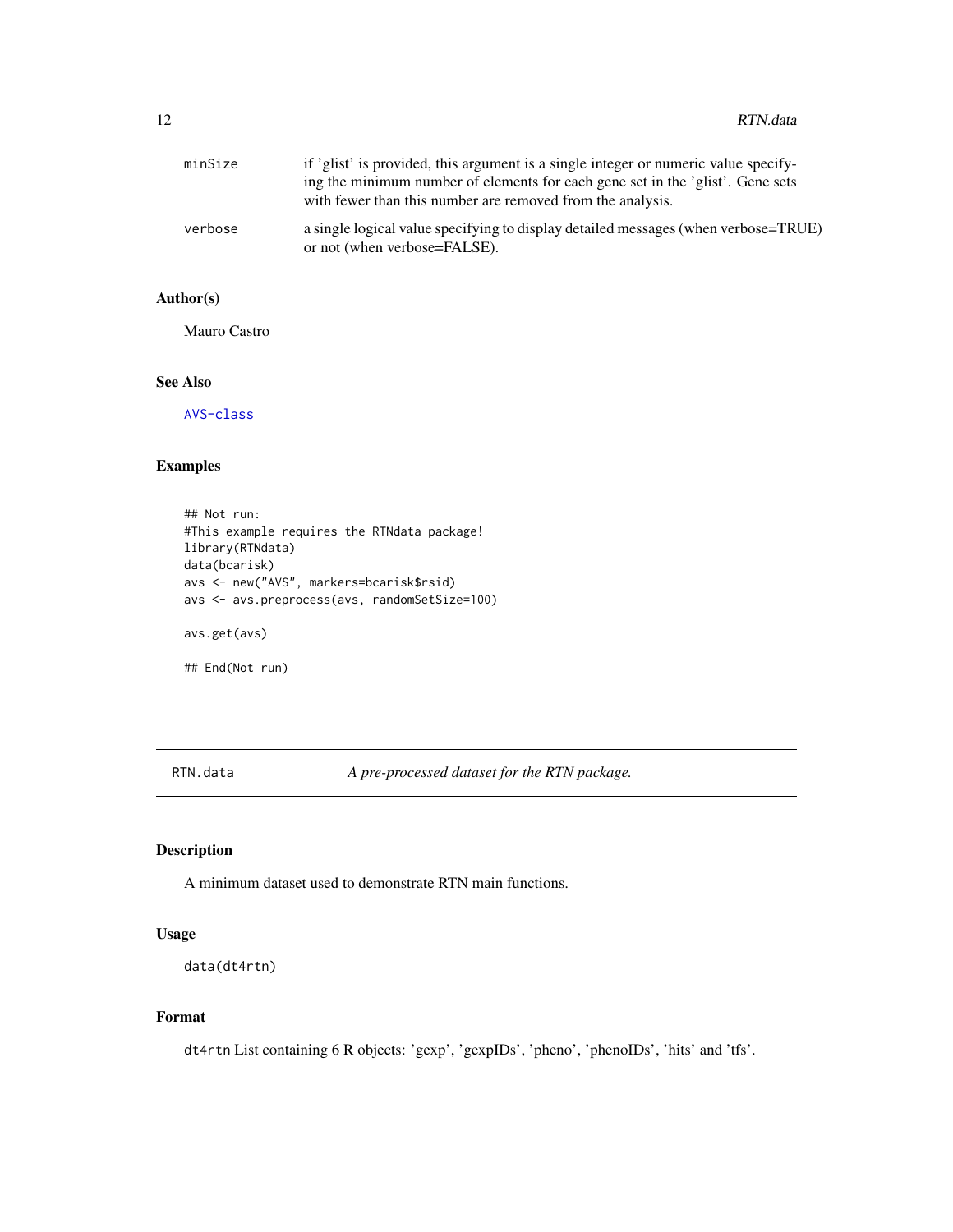minSize
: if 'glist' is provided, this argument is a single integer or numeric value specifying the minimum number of elements for each gene set in the 'glist'. Gene sets with fewer than this number are removed from the analysis.

verbose
: a single logical value specifying to display detailed messages (when verbose=TRUE) or not (when verbose=FALSE).

### Author(s)

Mauro Castro

### See Also

AVS-class

### Examples

```
## Not run:
#This example requires the RTNdata package!
library(RTNdata)
data(bcarisk)
avs <- new("AVS", markers=bcarisk$rsid)
avs <- avs.preprocess(avs, randomSetSize=100)

avs.get(avs)

## End(Not run)
```

---

## RTN.data — *A pre-processed dataset for the RTN package.*

---

### Description

A minimum dataset used to demonstrate RTN main functions.

### Usage

```
data(dt4rtn)
```

### Format

`dt4rtn` List containing 6 R objects: 'gexp', 'gexpIDs', 'pheno', 'phenoIDs', 'hits' and 'tfs'.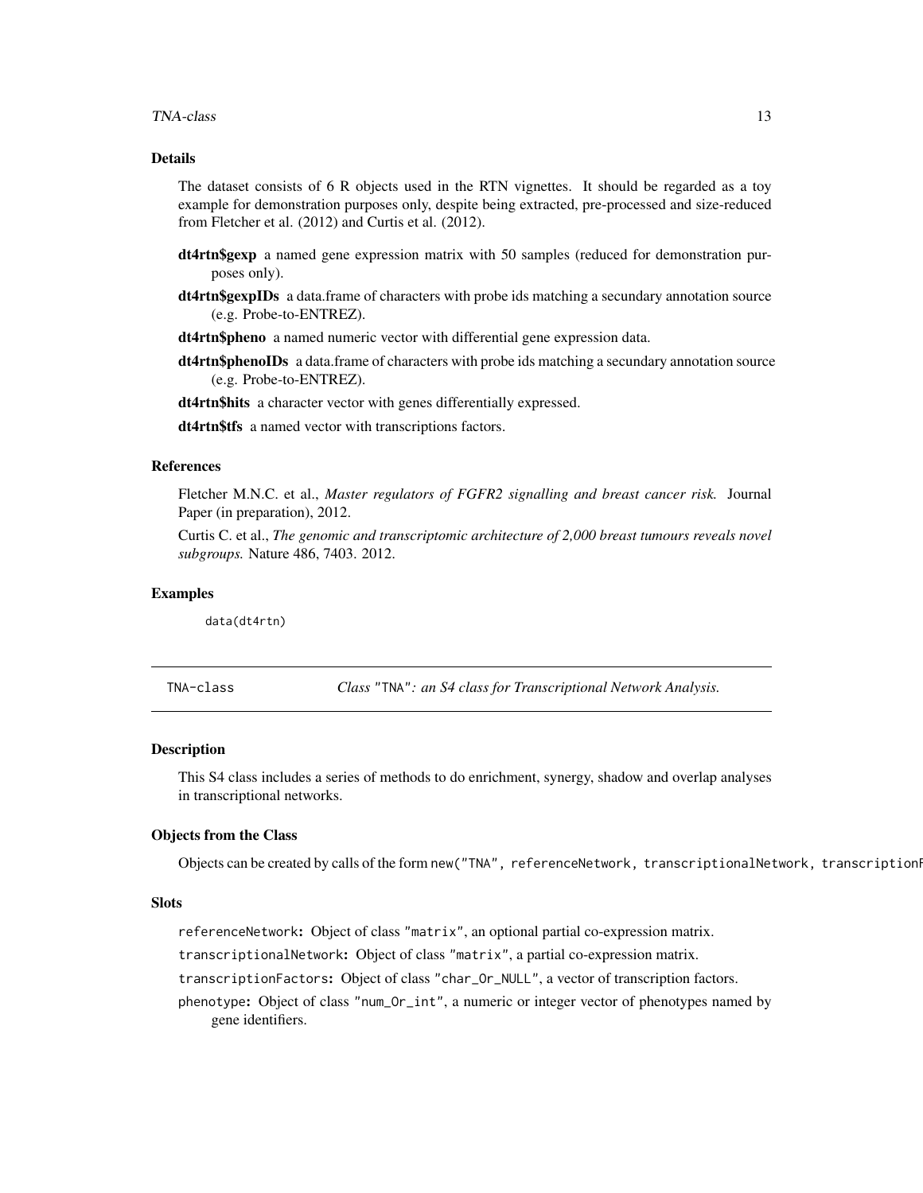### Details

The dataset consists of 6 R objects used in the RTN vignettes. It should be regarded as a toy example for demonstration purposes only, despite being extracted, pre-processed and size-reduced from Fletcher et al. (2012) and Curtis et al. (2012).

**dt4rtn$gexp** a named gene expression matrix with 50 samples (reduced for demonstration purposes only).

**dt4rtn$gexpIDs** a data.frame of characters with probe ids matching a secundary annotation source (e.g. Probe-to-ENTREZ).

**dt4rtn$pheno** a named numeric vector with differential gene expression data.

**dt4rtn$phenoIDs** a data.frame of characters with probe ids matching a secundary annotation source (e.g. Probe-to-ENTREZ).

**dt4rtn$hits** a character vector with genes differentially expressed.

**dt4rtn$tfs** a named vector with transcriptions factors.

### References

Fletcher M.N.C. et al., *Master regulators of FGFR2 signalling and breast cancer risk.* Journal Paper (in preparation), 2012.

Curtis C. et al., *The genomic and transcriptomic architecture of 2,000 breast tumours reveals novel subgroups.* Nature 486, 7403. 2012.

### Examples

```
data(dt4rtn)
```

---

## TNA-class — *Class "TNA": an S4 class for Transcriptional Network Analysis.*

### Description

This S4 class includes a series of methods to do enrichment, synergy, shadow and overlap analyses in transcriptional networks.

### Objects from the Class

Objects can be created by calls of the form `new("TNA", referenceNetwork, transcriptionalNetwork, transcriptionF`

### Slots

`referenceNetwork`**:** Object of class `"matrix"`, an optional partial co-expression matrix.

`transcriptionalNetwork`**:** Object of class `"matrix"`, a partial co-expression matrix.

`transcriptionFactors`**:** Object of class `"char_Or_NULL"`, a vector of transcription factors.

`phenotype`**:** Object of class `"num_Or_int"`, a numeric or integer vector of phenotypes named by gene identifiers.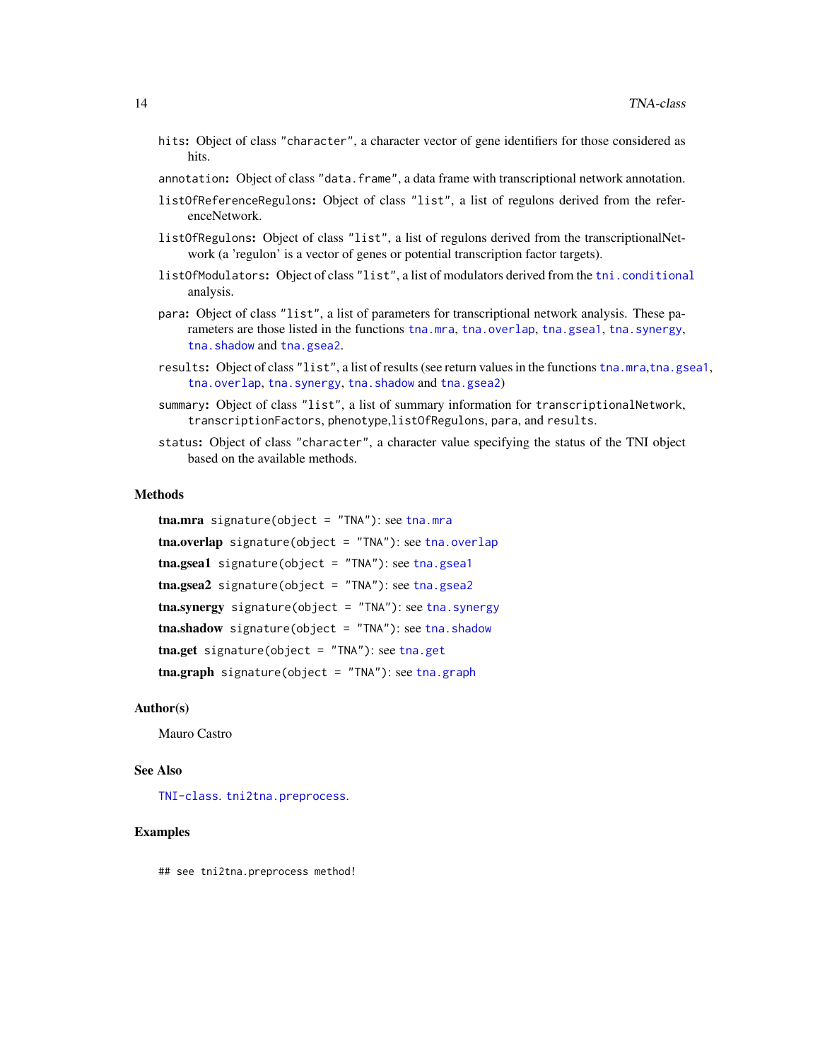hits: Object of class "character", a character vector of gene identifiers for those considered as hits.

annotation: Object of class "data.frame", a data frame with transcriptional network annotation.

listOfReferenceRegulons: Object of class "list", a list of regulons derived from the referenceNetwork.

listOfRegulons: Object of class "list", a list of regulons derived from the transcriptionalNetwork (a 'regulon' is a vector of genes or potential transcription factor targets).

listOfModulators: Object of class "list", a list of modulators derived from the tni.conditional analysis.

para: Object of class "list", a list of parameters for transcriptional network analysis. These parameters are those listed in the functions tna.mra, tna.overlap, tna.gsea1, tna.synergy, tna.shadow and tna.gsea2.

results: Object of class "list", a list of results (see return values in the functions tna.mra,tna.gsea1, tna.overlap, tna.synergy, tna.shadow and tna.gsea2)

summary: Object of class "list", a list of summary information for transcriptionalNetwork, transcriptionFactors, phenotype,listOfRegulons, para, and results.

status: Object of class "character", a character value specifying the status of the TNI object based on the available methods.

## Methods

**tna.mra** signature(object = "TNA"): see tna.mra

**tna.overlap** signature(object = "TNA"): see tna.overlap

**tna.gsea1** signature(object = "TNA"): see tna.gsea1

**tna.gsea2** signature(object = "TNA"): see tna.gsea2

**tna.synergy** signature(object = "TNA"): see tna.synergy

**tna.shadow** signature(object = "TNA"): see tna.shadow

**tna.get** signature(object = "TNA"): see tna.get

**tna.graph** signature(object = "TNA"): see tna.graph

## Author(s)

Mauro Castro

## See Also

TNI-class. tni2tna.preprocess.

## Examples

```
## see tni2tna.preprocess method!
```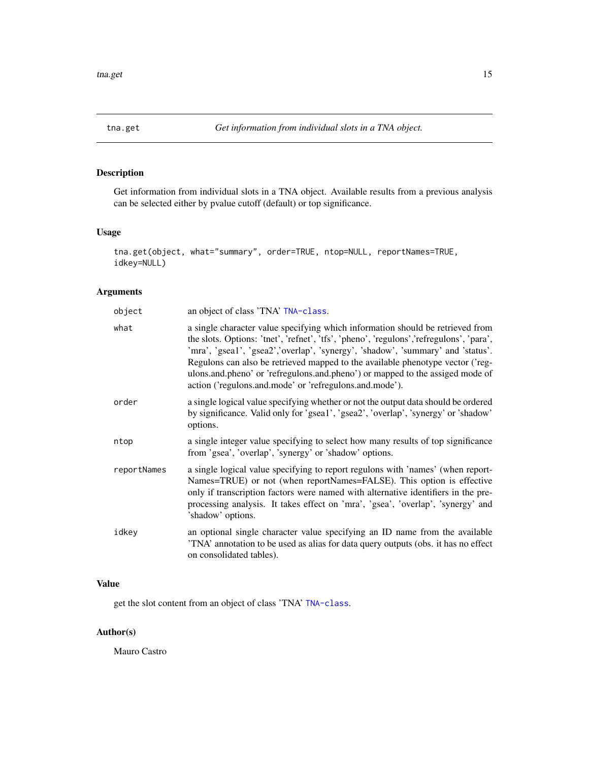# tna.get — *Get information from individual slots in a TNA object.*

## Description

Get information from individual slots in a TNA object. Available results from a previous analysis can be selected either by pvalue cutoff (default) or top significance.

## Usage

```
tna.get(object, what="summary", order=TRUE, ntop=NULL, reportNames=TRUE,
idkey=NULL)
```

## Arguments

| | |
|---|---|
| `object` | an object of class 'TNA' `TNA-class`. |
| `what` | a single character value specifying which information should be retrieved from the slots. Options: 'tnet', 'refnet', 'tfs', 'pheno', 'regulons','refregulons', 'para', 'mra', 'gsea1', 'gsea2','overlap', 'synergy', 'shadow', 'summary' and 'status'. Regulons can also be retrieved mapped to the available phenotype vector ('regulons.and.pheno' or 'refregulons.and.pheno') or mapped to the assiged mode of action ('regulons.and.mode' or 'refregulons.and.mode'). |
| `order` | a single logical value specifying whether or not the output data should be ordered by significance. Valid only for 'gsea1', 'gsea2', 'overlap', 'synergy' or 'shadow' options. |
| `ntop` | a single integer value specifying to select how many results of top significance from 'gsea', 'overlap', 'synergy' or 'shadow' options. |
| `reportNames` | a single logical value specifying to report regulons with 'names' (when reportNames=TRUE) or not (when reportNames=FALSE). This option is effective only if transcription factors were named with alternative identifiers in the preprocessing analysis. It takes effect on 'mra', 'gsea', 'overlap', 'synergy' and 'shadow' options. |
| `idkey` | an optional single character value specifying an ID name from the available 'TNA' annotation to be used as alias for data query outputs (obs. it has no effect on consolidated tables). |

## Value

get the slot content from an object of class 'TNA' `TNA-class`.

## Author(s)

Mauro Castro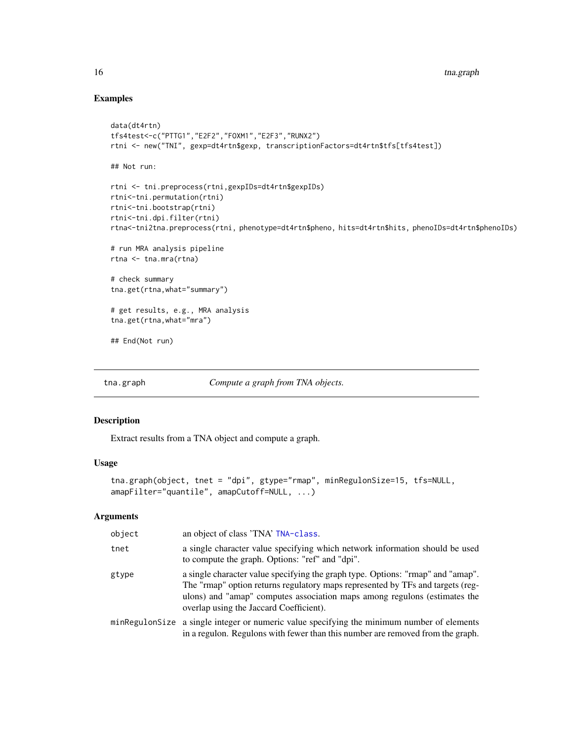## Examples

```
data(dt4rtn)
tfs4test<-c("PTTG1","E2F2","FOXM1","E2F3","RUNX2")
rtni <- new("TNI", gexp=dt4rtn$gexp, transcriptionFactors=dt4rtn$tfs[tfs4test])

## Not run:

rtni <- tni.preprocess(rtni,gexpIDs=dt4rtn$gexpIDs)
rtni<-tni.permutation(rtni)
rtni<-tni.bootstrap(rtni)
rtni<-tni.dpi.filter(rtni)
rtna<-tni2tna.preprocess(rtni, phenotype=dt4rtn$pheno, hits=dt4rtn$hits, phenoIDs=dt4rtn$phenoIDs)

# run MRA analysis pipeline
rtna <- tna.mra(rtna)

# check summary
tna.get(rtna,what="summary")

# get results, e.g., MRA analysis
tna.get(rtna,what="mra")

## End(Not run)
```

---

# tna.graph — *Compute a graph from TNA objects.*

## Description

Extract results from a TNA object and compute a graph.

## Usage

```
tna.graph(object, tnet = "dpi", gtype="rmap", minRegulonSize=15, tfs=NULL,
amapFilter="quantile", amapCutoff=NULL, ...)
```

## Arguments

| | |
|---|---|
| object | an object of class 'TNA' TNA-class. |
| tnet | a single character value specifying which network information should be used to compute the graph. Options: "ref" and "dpi". |
| gtype | a single character value specifying the graph type. Options: "rmap" and "amap". The "rmap" option returns regulatory maps represented by TFs and targets (regulons) and "amap" computes association maps among regulons (estimates the overlap using the Jaccard Coefficient). |
| minRegulonSize | a single integer or numeric value specifying the minimum number of elements in a regulon. Regulons with fewer than this number are removed from the graph. |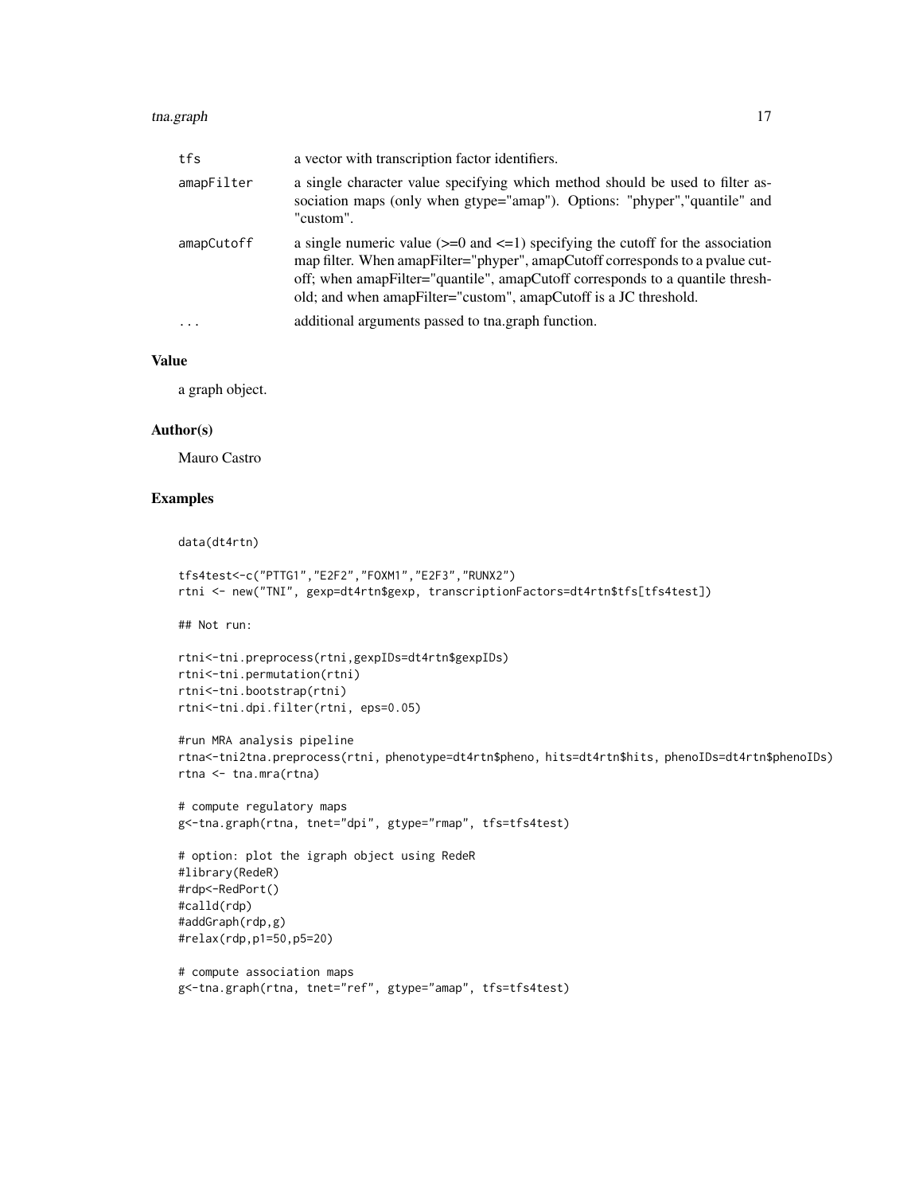| | |
|---|---|
| `tfs` | a vector with transcription factor identifiers. |
| `amapFilter` | a single character value specifying which method should be used to filter association maps (only when gtype="amap"). Options: "phyper","quantile" and "custom". |
| `amapCutoff` | a single numeric value (>=0 and <=1) specifying the cutoff for the association map filter. When amapFilter="phyper", amapCutoff corresponds to a pvalue cutoff; when amapFilter="quantile", amapCutoff corresponds to a quantile threshold; and when amapFilter="custom", amapCutoff is a JC threshold. |
| `...` | additional arguments passed to tna.graph function. |

### Value

a graph object.

### Author(s)

Mauro Castro

### Examples

```
data(dt4rtn)

tfs4test<-c("PTTG1","E2F2","FOXM1","E2F3","RUNX2")
rtni <- new("TNI", gexp=dt4rtn$gexp, transcriptionFactors=dt4rtn$tfs[tfs4test])

## Not run:

rtni<-tni.preprocess(rtni,gexpIDs=dt4rtn$gexpIDs)
rtni<-tni.permutation(rtni)
rtni<-tni.bootstrap(rtni)
rtni<-tni.dpi.filter(rtni, eps=0.05)

#run MRA analysis pipeline
rtna<-tni2tna.preprocess(rtni, phenotype=dt4rtn$pheno, hits=dt4rtn$hits, phenoIDs=dt4rtn$phenoIDs)
rtna <- tna.mra(rtna)

# compute regulatory maps
g<-tna.graph(rtna, tnet="dpi", gtype="rmap", tfs=tfs4test)

# option: plot the igraph object using RedeR
#library(RedeR)
#rdp<-RedPort()
#calld(rdp)
#addGraph(rdp,g)
#relax(rdp,p1=50,p5=20)

# compute association maps
g<-tna.graph(rtna, tnet="ref", gtype="amap", tfs=tfs4test)
```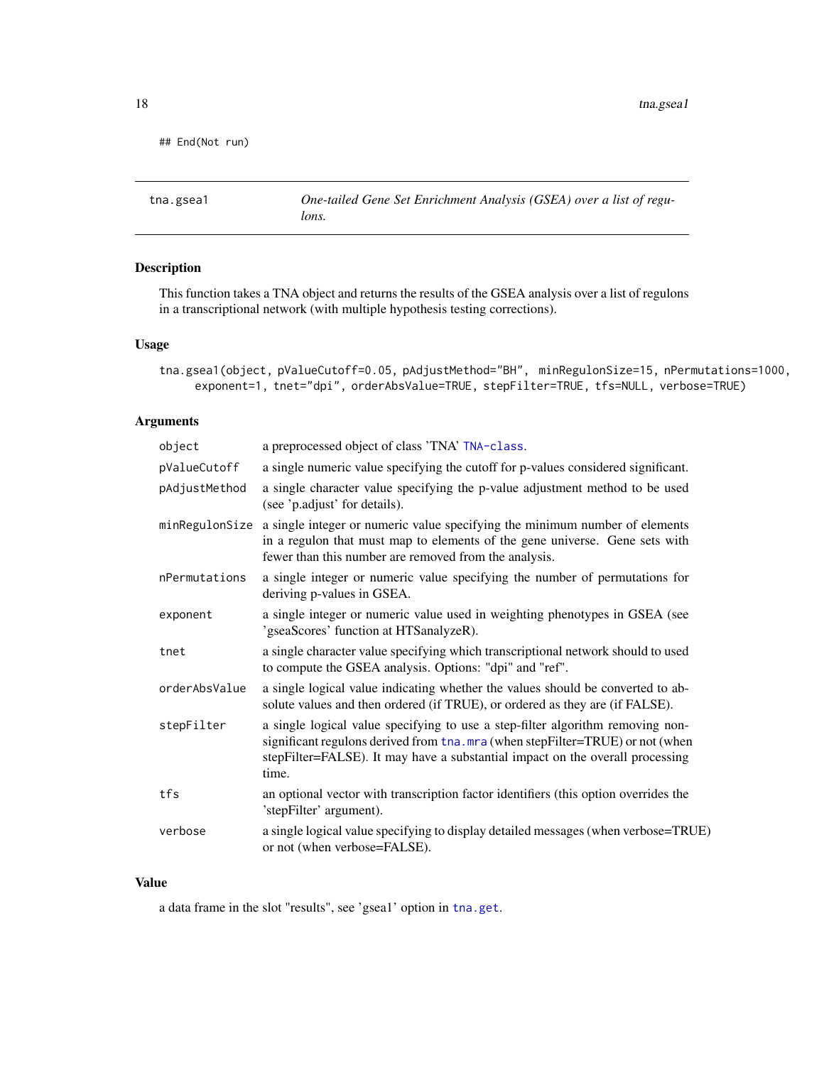```
## End(Not run)
```

---

## tna.gsea1 — *One-tailed Gene Set Enrichment Analysis (GSEA) over a list of regulons.*

### Description

This function takes a TNA object and returns the results of the GSEA analysis over a list of regulons in a transcriptional network (with multiple hypothesis testing corrections).

### Usage

```
tna.gsea1(object, pValueCutoff=0.05, pAdjustMethod="BH",  minRegulonSize=15, nPermutations=1000,
     exponent=1, tnet="dpi", orderAbsValue=TRUE, stepFilter=TRUE, tfs=NULL, verbose=TRUE)
```

### Arguments

| Argument | Description |
|---|---|
| `object` | a preprocessed object of class 'TNA' `TNA-class`. |
| `pValueCutoff` | a single numeric value specifying the cutoff for p-values considered significant. |
| `pAdjustMethod` | a single character value specifying the p-value adjustment method to be used (see 'p.adjust' for details). |
| `minRegulonSize` | a single integer or numeric value specifying the minimum number of elements in a regulon that must map to elements of the gene universe. Gene sets with fewer than this number are removed from the analysis. |
| `nPermutations` | a single integer or numeric value specifying the number of permutations for deriving p-values in GSEA. |
| `exponent` | a single integer or numeric value used in weighting phenotypes in GSEA (see 'gseaScores' function at HTSanalyzeR). |
| `tnet` | a single character value specifying which transcriptional network should to used to compute the GSEA analysis. Options: "dpi" and "ref". |
| `orderAbsValue` | a single logical value indicating whether the values should be converted to absolute values and then ordered (if TRUE), or ordered as they are (if FALSE). |
| `stepFilter` | a single logical value specifying to use a step-filter algorithm removing non-significant regulons derived from `tna.mra` (when stepFilter=TRUE) or not (when stepFilter=FALSE). It may have a substantial impact on the overall processing time. |
| `tfs` | an optional vector with transcription factor identifiers (this option overrides the 'stepFilter' argument). |
| `verbose` | a single logical value specifying to display detailed messages (when verbose=TRUE) or not (when verbose=FALSE). |

### Value

a data frame in the slot "results", see 'gsea1' option in `tna.get`.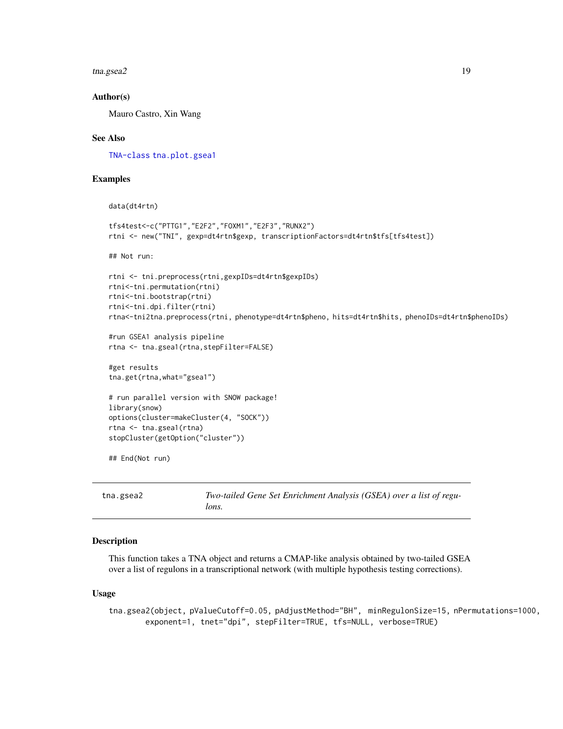### Author(s)

Mauro Castro, Xin Wang

### See Also

TNA-class tna.plot.gsea1

### Examples

```
data(dt4rtn)

tfs4test<-c("PTTG1","E2F2","FOXM1","E2F3","RUNX2")
rtni <- new("TNI", gexp=dt4rtn$gexp, transcriptionFactors=dt4rtn$tfs[tfs4test])

## Not run:

rtni <- tni.preprocess(rtni,gexpIDs=dt4rtn$gexpIDs)
rtni<-tni.permutation(rtni)
rtni<-tni.bootstrap(rtni)
rtni<-tni.dpi.filter(rtni)
rtna<-tni2tna.preprocess(rtni, phenotype=dt4rtn$pheno, hits=dt4rtn$hits, phenoIDs=dt4rtn$phenoIDs)

#run GSEA1 analysis pipeline
rtna <- tna.gsea1(rtna,stepFilter=FALSE)

#get results
tna.get(rtna,what="gsea1")

# run parallel version with SNOW package!
library(snow)
options(cluster=makeCluster(4, "SOCK"))
rtna <- tna.gsea1(rtna)
stopCluster(getOption("cluster"))

## End(Not run)
```

---

## tna.gsea2 — *Two-tailed Gene Set Enrichment Analysis (GSEA) over a list of regulons.*

### Description

This function takes a TNA object and returns a CMAP-like analysis obtained by two-tailed GSEA over a list of regulons in a transcriptional network (with multiple hypothesis testing corrections).

### Usage

```
tna.gsea2(object, pValueCutoff=0.05, pAdjustMethod="BH", minRegulonSize=15, nPermutations=1000,
        exponent=1, tnet="dpi", stepFilter=TRUE, tfs=NULL, verbose=TRUE)
```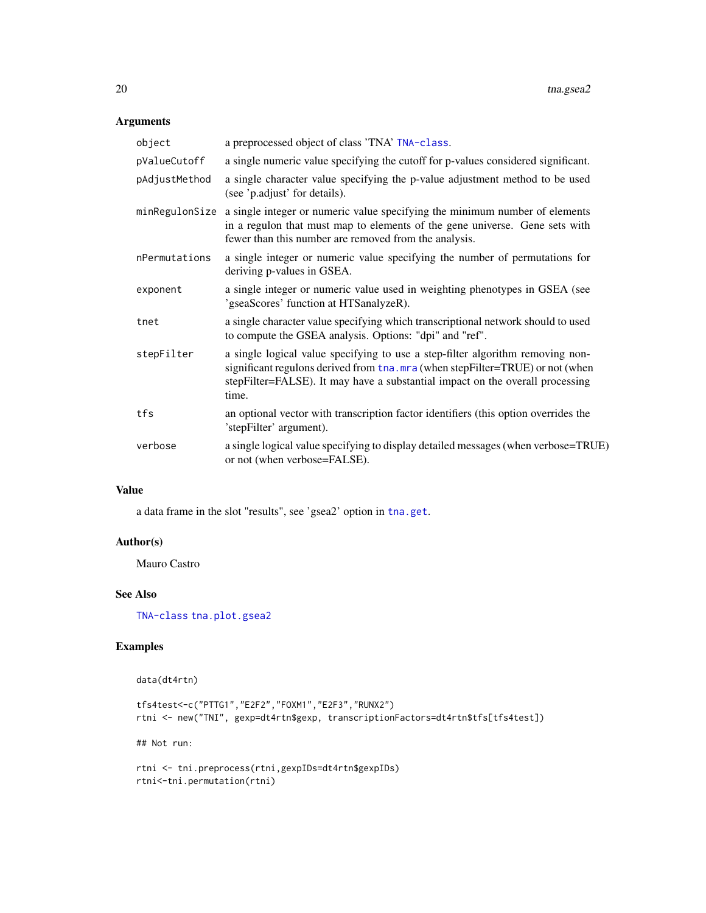## Arguments

| | |
|---|---|
| object | a preprocessed object of class 'TNA' TNA-class. |
| pValueCutoff | a single numeric value specifying the cutoff for p-values considered significant. |
| pAdjustMethod | a single character value specifying the p-value adjustment method to be used (see 'p.adjust' for details). |
| minRegulonSize | a single integer or numeric value specifying the minimum number of elements in a regulon that must map to elements of the gene universe. Gene sets with fewer than this number are removed from the analysis. |
| nPermutations | a single integer or numeric value specifying the number of permutations for deriving p-values in GSEA. |
| exponent | a single integer or numeric value used in weighting phenotypes in GSEA (see 'gseaScores' function at HTSanalyzeR). |
| tnet | a single character value specifying which transcriptional network should to used to compute the GSEA analysis. Options: "dpi" and "ref". |
| stepFilter | a single logical value specifying to use a step-filter algorithm removing non-significant regulons derived from tna.mra (when stepFilter=TRUE) or not (when stepFilter=FALSE). It may have a substantial impact on the overall processing time. |
| tfs | an optional vector with transcription factor identifiers (this option overrides the 'stepFilter' argument). |
| verbose | a single logical value specifying to display detailed messages (when verbose=TRUE) or not (when verbose=FALSE). |

## Value

a data frame in the slot "results", see 'gsea2' option in tna.get.

## Author(s)

Mauro Castro

## See Also

TNA-class tna.plot.gsea2

## Examples

```
data(dt4rtn)

tfs4test<-c("PTTG1","E2F2","FOXM1","E2F3","RUNX2")
rtni <- new("TNI", gexp=dt4rtn$gexp, transcriptionFactors=dt4rtn$tfs[tfs4test])

## Not run:

rtni <- tni.preprocess(rtni,gexpIDs=dt4rtn$gexpIDs)
rtni<-tni.permutation(rtni)
```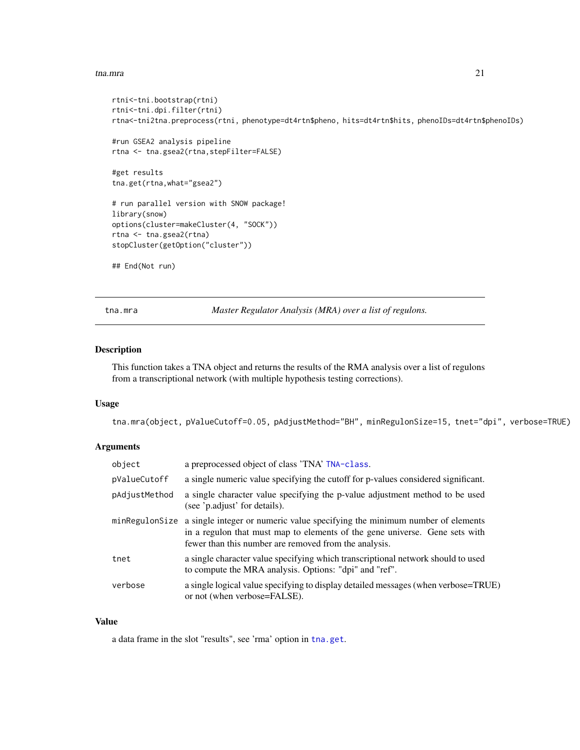```
rtni<-tni.bootstrap(rtni)
rtni<-tni.dpi.filter(rtni)
rtna<-tni2tna.preprocess(rtni, phenotype=dt4rtn$pheno, hits=dt4rtn$hits, phenoIDs=dt4rtn$phenoIDs)

#run GSEA2 analysis pipeline
rtna <- tna.gsea2(rtna,stepFilter=FALSE)

#get results
tna.get(rtna,what="gsea2")

# run parallel version with SNOW package!
library(snow)
options(cluster=makeCluster(4, "SOCK"))
rtna <- tna.gsea2(rtna)
stopCluster(getOption("cluster"))

## End(Not run)
```

---

## tna.mra — *Master Regulator Analysis (MRA) over a list of regulons.*

### Description

This function takes a TNA object and returns the results of the RMA analysis over a list of regulons from a transcriptional network (with multiple hypothesis testing corrections).

### Usage

```
tna.mra(object, pValueCutoff=0.05, pAdjustMethod="BH", minRegulonSize=15, tnet="dpi", verbose=TRUE)
```

### Arguments

| | |
|---|---|
| `object` | a preprocessed object of class 'TNA' `TNA-class`. |
| `pValueCutoff` | a single numeric value specifying the cutoff for p-values considered significant. |
| `pAdjustMethod` | a single character value specifying the p-value adjustment method to be used (see 'p.adjust' for details). |
| `minRegulonSize` | a single integer or numeric value specifying the minimum number of elements in a regulon that must map to elements of the gene universe. Gene sets with fewer than this number are removed from the analysis. |
| `tnet` | a single character value specifying which transcriptional network should to used to compute the MRA analysis. Options: "dpi" and "ref". |
| `verbose` | a single logical value specifying to display detailed messages (when verbose=TRUE) or not (when verbose=FALSE). |

### Value

a data frame in the slot "results", see 'rma' option in `tna.get`.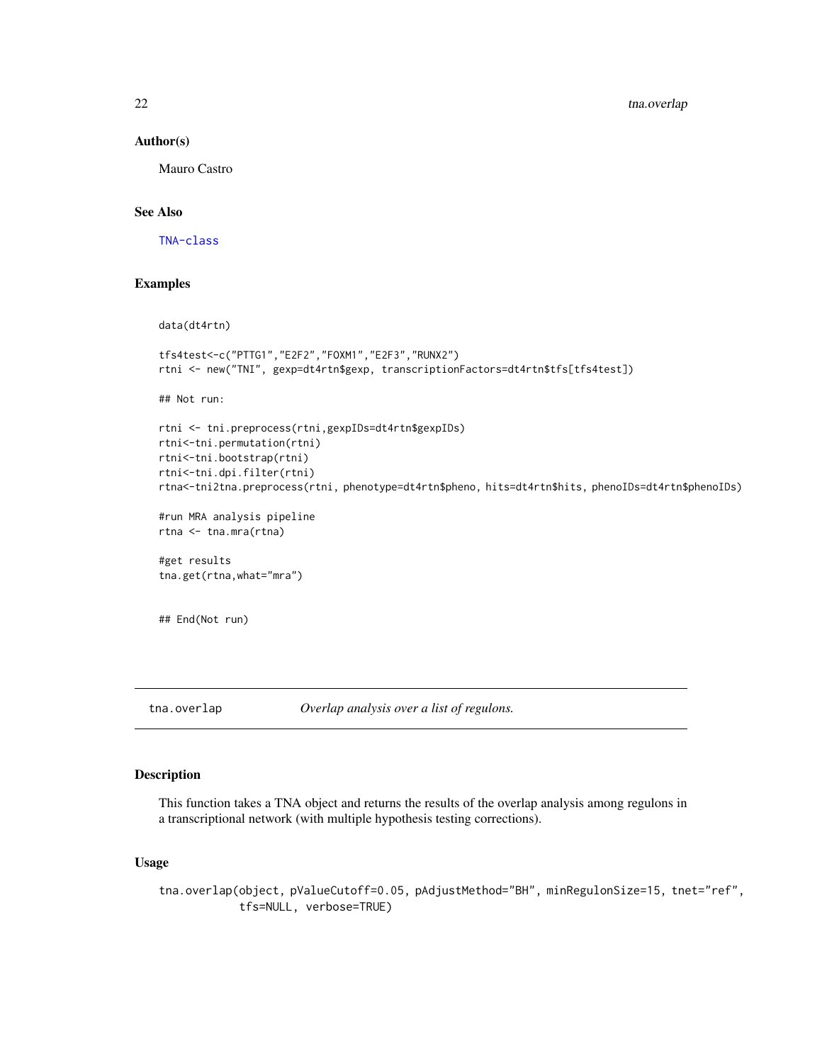### Author(s)

Mauro Castro

### See Also

TNA-class

### Examples

```
data(dt4rtn)

tfs4test<-c("PTTG1","E2F2","FOXM1","E2F3","RUNX2")
rtni <- new("TNI", gexp=dt4rtn$gexp, transcriptionFactors=dt4rtn$tfs[tfs4test])

## Not run:

rtni <- tni.preprocess(rtni,gexpIDs=dt4rtn$gexpIDs)
rtni<-tni.permutation(rtni)
rtni<-tni.bootstrap(rtni)
rtni<-tni.dpi.filter(rtni)
rtna<-tni2tna.preprocess(rtni, phenotype=dt4rtn$pheno, hits=dt4rtn$hits, phenoIDs=dt4rtn$phenoIDs)

#run MRA analysis pipeline
rtna <- tna.mra(rtna)

#get results
tna.get(rtna,what="mra")


## End(Not run)
```

---

## tna.overlap — *Overlap analysis over a list of regulons.*

### Description

This function takes a TNA object and returns the results of the overlap analysis among regulons in a transcriptional network (with multiple hypothesis testing corrections).

### Usage

```
tna.overlap(object, pValueCutoff=0.05, pAdjustMethod="BH", minRegulonSize=15, tnet="ref",
            tfs=NULL, verbose=TRUE)
```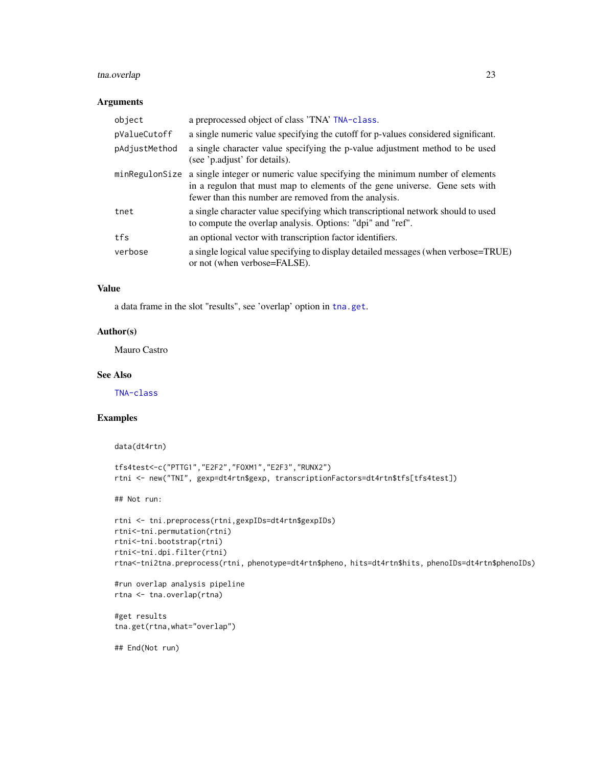## Arguments

| | |
|---|---|
| object | a preprocessed object of class 'TNA' TNA-class. |
| pValueCutoff | a single numeric value specifying the cutoff for p-values considered significant. |
| pAdjustMethod | a single character value specifying the p-value adjustment method to be used (see 'p.adjust' for details). |
| minRegulonSize | a single integer or numeric value specifying the minimum number of elements in a regulon that must map to elements of the gene universe. Gene sets with fewer than this number are removed from the analysis. |
| tnet | a single character value specifying which transcriptional network should to used to compute the overlap analysis. Options: "dpi" and "ref". |
| tfs | an optional vector with transcription factor identifiers. |
| verbose | a single logical value specifying to display detailed messages (when verbose=TRUE) or not (when verbose=FALSE). |

## Value

a data frame in the slot "results", see 'overlap' option in tna.get.

## Author(s)

Mauro Castro

## See Also

TNA-class

## Examples

```
data(dt4rtn)

tfs4test<-c("PTTG1","E2F2","FOXM1","E2F3","RUNX2")
rtni <- new("TNI", gexp=dt4rtn$gexp, transcriptionFactors=dt4rtn$tfs[tfs4test])

## Not run:

rtni <- tni.preprocess(rtni,gexpIDs=dt4rtn$gexpIDs)
rtni<-tni.permutation(rtni)
rtni<-tni.bootstrap(rtni)
rtni<-tni.dpi.filter(rtni)
rtna<-tni2tna.preprocess(rtni, phenotype=dt4rtn$pheno, hits=dt4rtn$hits, phenoIDs=dt4rtn$phenoIDs)

#run overlap analysis pipeline
rtna <- tna.overlap(rtna)

#get results
tna.get(rtna,what="overlap")

## End(Not run)
```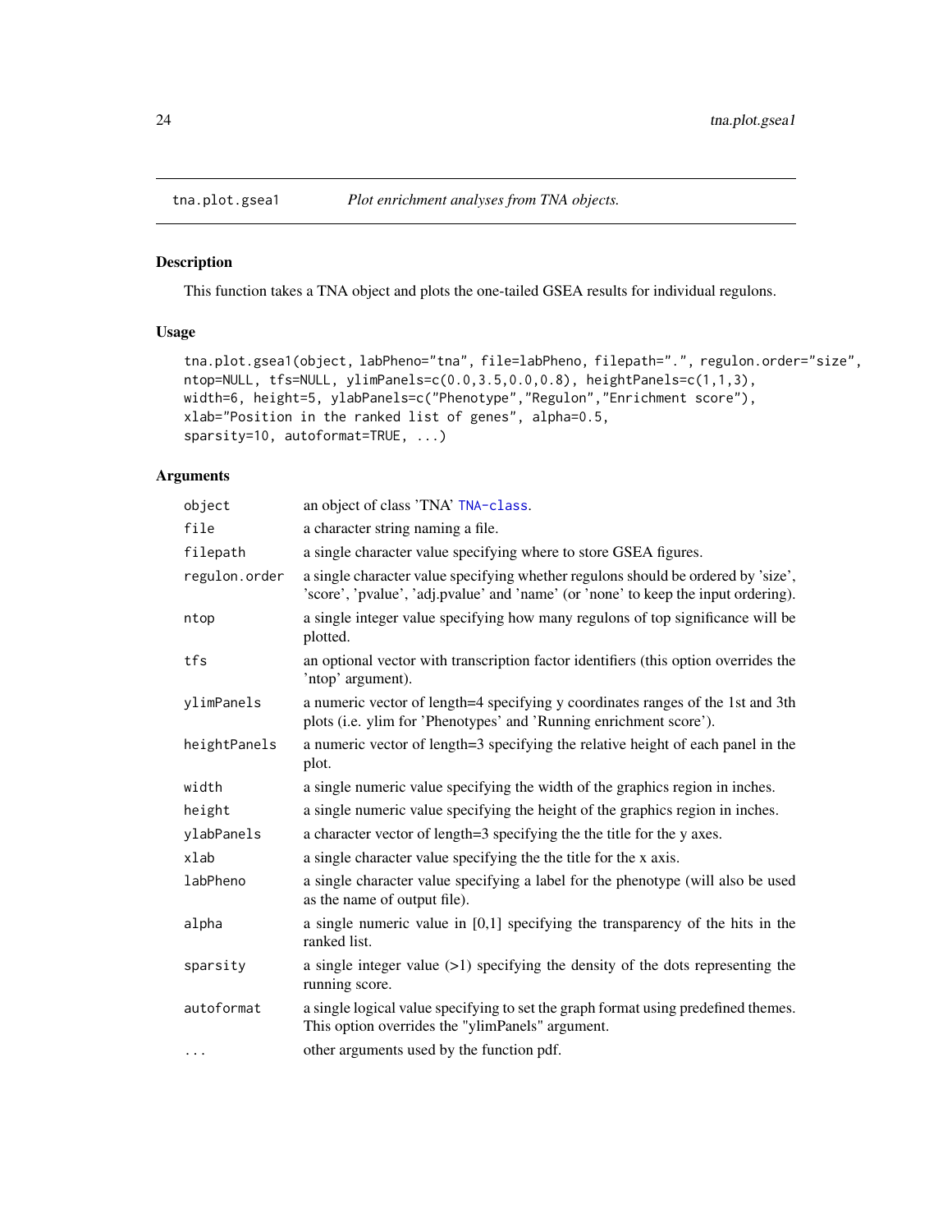# tna.plot.gsea1 — *Plot enrichment analyses from TNA objects.*

## Description

This function takes a TNA object and plots the one-tailed GSEA results for individual regulons.

## Usage

```
tna.plot.gsea1(object, labPheno="tna", file=labPheno, filepath=".", regulon.order="size",
ntop=NULL, tfs=NULL, ylimPanels=c(0.0,3.5,0.0,0.8), heightPanels=c(1,1,3),
width=6, height=5, ylabPanels=c("Phenotype","Regulon","Enrichment score"),
xlab="Position in the ranked list of genes", alpha=0.5,
sparsity=10, autoformat=TRUE, ...)
```

## Arguments

| | |
|---|---|
| `object` | an object of class 'TNA' TNA-class. |
| `file` | a character string naming a file. |
| `filepath` | a single character value specifying where to store GSEA figures. |
| `regulon.order` | a single character value specifying whether regulons should be ordered by 'size', 'score', 'pvalue', 'adj.pvalue' and 'name' (or 'none' to keep the input ordering). |
| `ntop` | a single integer value specifying how many regulons of top significance will be plotted. |
| `tfs` | an optional vector with transcription factor identifiers (this option overrides the 'ntop' argument). |
| `ylimPanels` | a numeric vector of length=4 specifying y coordinates ranges of the 1st and 3th plots (i.e. ylim for 'Phenotypes' and 'Running enrichment score'). |
| `heightPanels` | a numeric vector of length=3 specifying the relative height of each panel in the plot. |
| `width` | a single numeric value specifying the width of the graphics region in inches. |
| `height` | a single numeric value specifying the height of the graphics region in inches. |
| `ylabPanels` | a character vector of length=3 specifying the the title for the y axes. |
| `xlab` | a single character value specifying the the title for the x axis. |
| `labPheno` | a single character value specifying a label for the phenotype (will also be used as the name of output file). |
| `alpha` | a single numeric value in [0,1] specifying the transparency of the hits in the ranked list. |
| `sparsity` | a single integer value (>1) specifying the density of the dots representing the running score. |
| `autoformat` | a single logical value specifying to set the graph format using predefined themes. This option overrides the "ylimPanels" argument. |
| `...` | other arguments used by the function pdf. |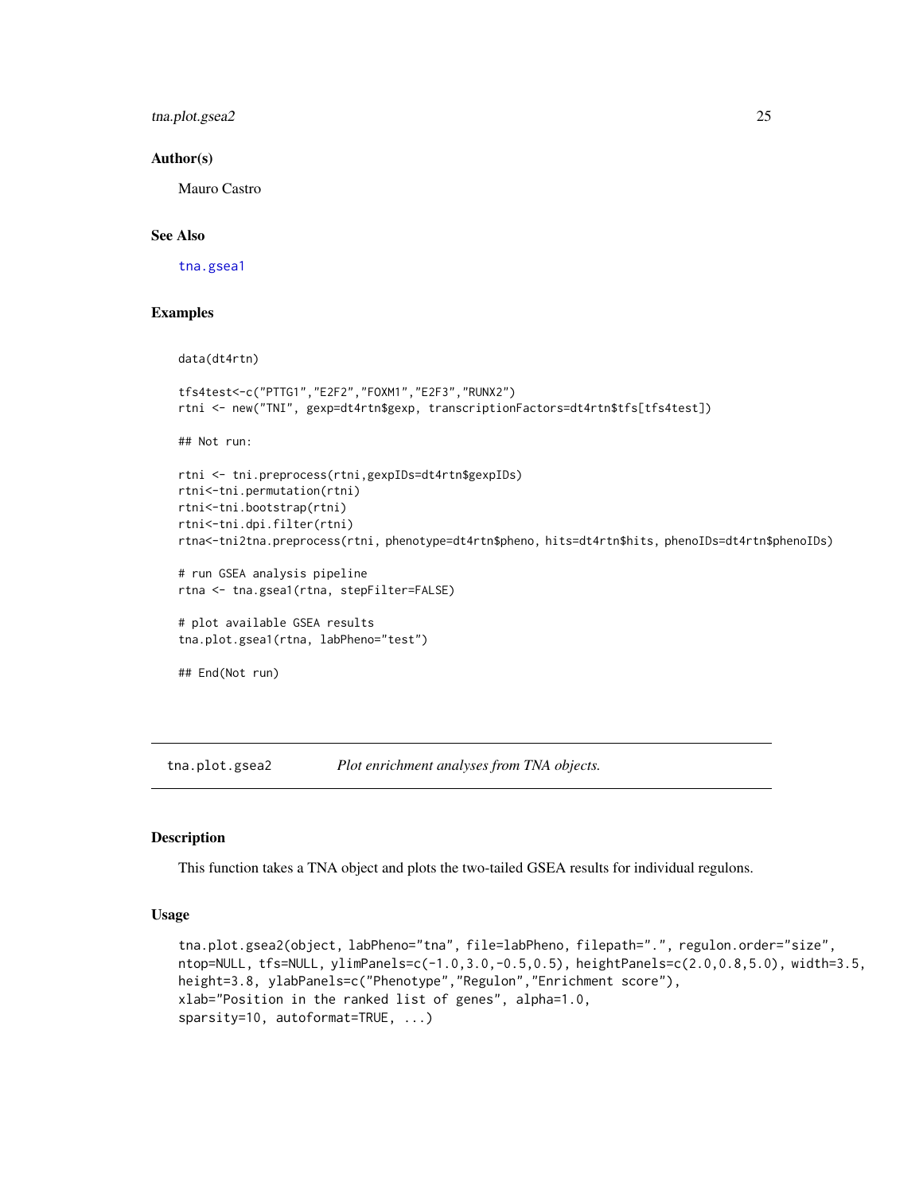### Author(s)

Mauro Castro

### See Also

`tna.gsea1`

### Examples

```
data(dt4rtn)

tfs4test<-c("PTTG1","E2F2","FOXM1","E2F3","RUNX2")
rtni <- new("TNI", gexp=dt4rtn$gexp, transcriptionFactors=dt4rtn$tfs[tfs4test])

## Not run:

rtni <- tni.preprocess(rtni,gexpIDs=dt4rtn$gexpIDs)
rtni<-tni.permutation(rtni)
rtni<-tni.bootstrap(rtni)
rtni<-tni.dpi.filter(rtni)
rtna<-tni2tna.preprocess(rtni, phenotype=dt4rtn$pheno, hits=dt4rtn$hits, phenoIDs=dt4rtn$phenoIDs)

# run GSEA analysis pipeline
rtna <- tna.gsea1(rtna, stepFilter=FALSE)

# plot available GSEA results
tna.plot.gsea1(rtna, labPheno="test")

## End(Not run)
```

---

## tna.plot.gsea2 *Plot enrichment analyses from TNA objects.*

### Description

This function takes a TNA object and plots the two-tailed GSEA results for individual regulons.

### Usage

```
tna.plot.gsea2(object, labPheno="tna", file=labPheno, filepath=".", regulon.order="size",
ntop=NULL, tfs=NULL, ylimPanels=c(-1.0,3.0,-0.5,0.5), heightPanels=c(2.0,0.8,5.0), width=3.5,
height=3.8, ylabPanels=c("Phenotype","Regulon","Enrichment score"),
xlab="Position in the ranked list of genes", alpha=1.0,
sparsity=10, autoformat=TRUE, ...)
```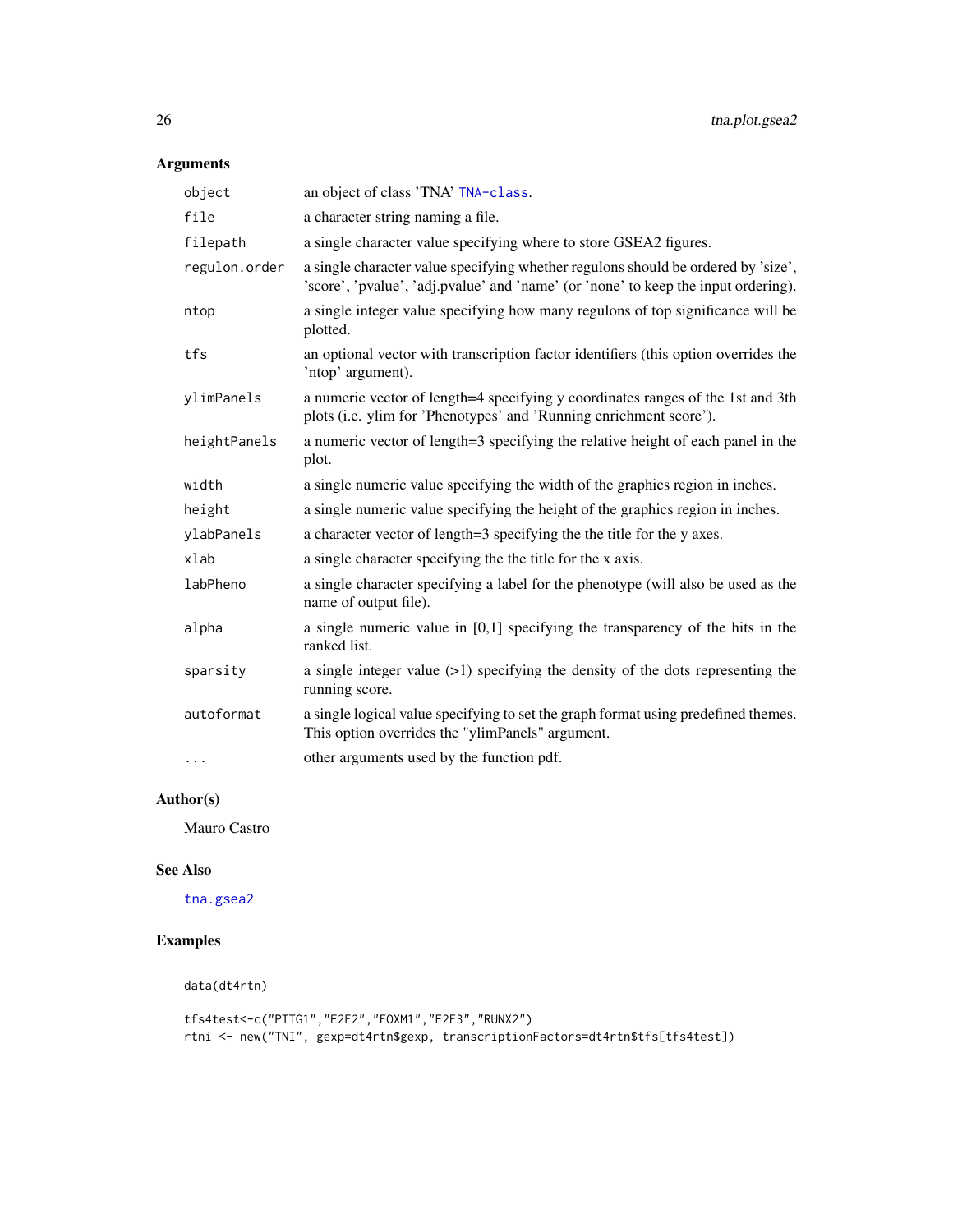## Arguments

| | |
|---|---|
| object | an object of class 'TNA' TNA-class. |
| file | a character string naming a file. |
| filepath | a single character value specifying where to store GSEA2 figures. |
| regulon.order | a single character value specifying whether regulons should be ordered by 'size', 'score', 'pvalue', 'adj.pvalue' and 'name' (or 'none' to keep the input ordering). |
| ntop | a single integer value specifying how many regulons of top significance will be plotted. |
| tfs | an optional vector with transcription factor identifiers (this option overrides the 'ntop' argument). |
| ylimPanels | a numeric vector of length=4 specifying y coordinates ranges of the 1st and 3th plots (i.e. ylim for 'Phenotypes' and 'Running enrichment score'). |
| heightPanels | a numeric vector of length=3 specifying the relative height of each panel in the plot. |
| width | a single numeric value specifying the width of the graphics region in inches. |
| height | a single numeric value specifying the height of the graphics region in inches. |
| ylabPanels | a character vector of length=3 specifying the the title for the y axes. |
| xlab | a single character specifying the the title for the x axis. |
| labPheno | a single character specifying a label for the phenotype (will also be used as the name of output file). |
| alpha | a single numeric value in [0,1] specifying the transparency of the hits in the ranked list. |
| sparsity | a single integer value (>1) specifying the density of the dots representing the running score. |
| autoformat | a single logical value specifying to set the graph format using predefined themes. This option overrides the "ylimPanels" argument. |
| ... | other arguments used by the function pdf. |

## Author(s)

Mauro Castro

## See Also

tna.gsea2

## Examples

```
data(dt4rtn)

tfs4test<-c("PTTG1","E2F2","FOXM1","E2F3","RUNX2")
rtni <- new("TNI", gexp=dt4rtn$gexp, transcriptionFactors=dt4rtn$tfs[tfs4test])
```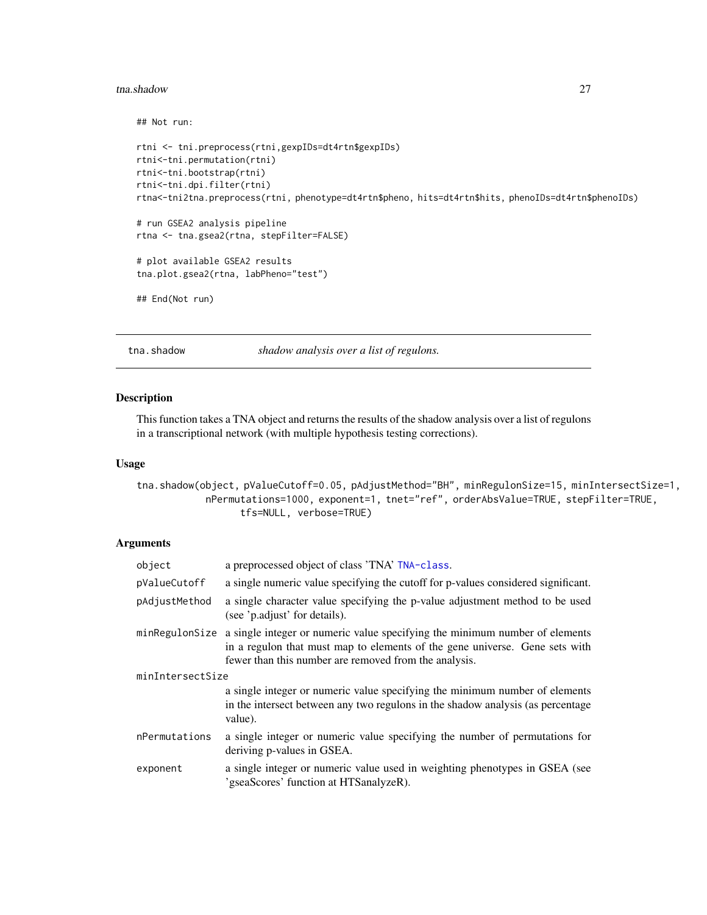```
## Not run:

rtni <- tni.preprocess(rtni,gexpIDs=dt4rtn$gexpIDs)
rtni<-tni.permutation(rtni)
rtni<-tni.bootstrap(rtni)
rtni<-tni.dpi.filter(rtni)
rtna<-tni2tna.preprocess(rtni, phenotype=dt4rtn$pheno, hits=dt4rtn$hits, phenoIDs=dt4rtn$phenoIDs)

# run GSEA2 analysis pipeline
rtna <- tna.gsea2(rtna, stepFilter=FALSE)

# plot available GSEA2 results
tna.plot.gsea2(rtna, labPheno="test")

## End(Not run)
```

## tna.shadow — *shadow analysis over a list of regulons.*

### Description

This function takes a TNA object and returns the results of the shadow analysis over a list of regulons in a transcriptional network (with multiple hypothesis testing corrections).

### Usage

```
tna.shadow(object, pValueCutoff=0.05, pAdjustMethod="BH", minRegulonSize=15, minIntersectSize=1,
           nPermutations=1000, exponent=1, tnet="ref", orderAbsValue=TRUE, stepFilter=TRUE,
                  tfs=NULL, verbose=TRUE)
```

### Arguments

| | |
|---|---|
| `object` | a preprocessed object of class 'TNA' `TNA-class`. |
| `pValueCutoff` | a single numeric value specifying the cutoff for p-values considered significant. |
| `pAdjustMethod` | a single character value specifying the p-value adjustment method to be used (see 'p.adjust' for details). |
| `minRegulonSize` | a single integer or numeric value specifying the minimum number of elements in a regulon that must map to elements of the gene universe. Gene sets with fewer than this number are removed from the analysis. |
| `minIntersectSize` | a single integer or numeric value specifying the minimum number of elements in the intersect between any two regulons in the shadow analysis (as percentage value). |
| `nPermutations` | a single integer or numeric value specifying the number of permutations for deriving p-values in GSEA. |
| `exponent` | a single integer or numeric value used in weighting phenotypes in GSEA (see 'gseaScores' function at HTSanalyzeR). |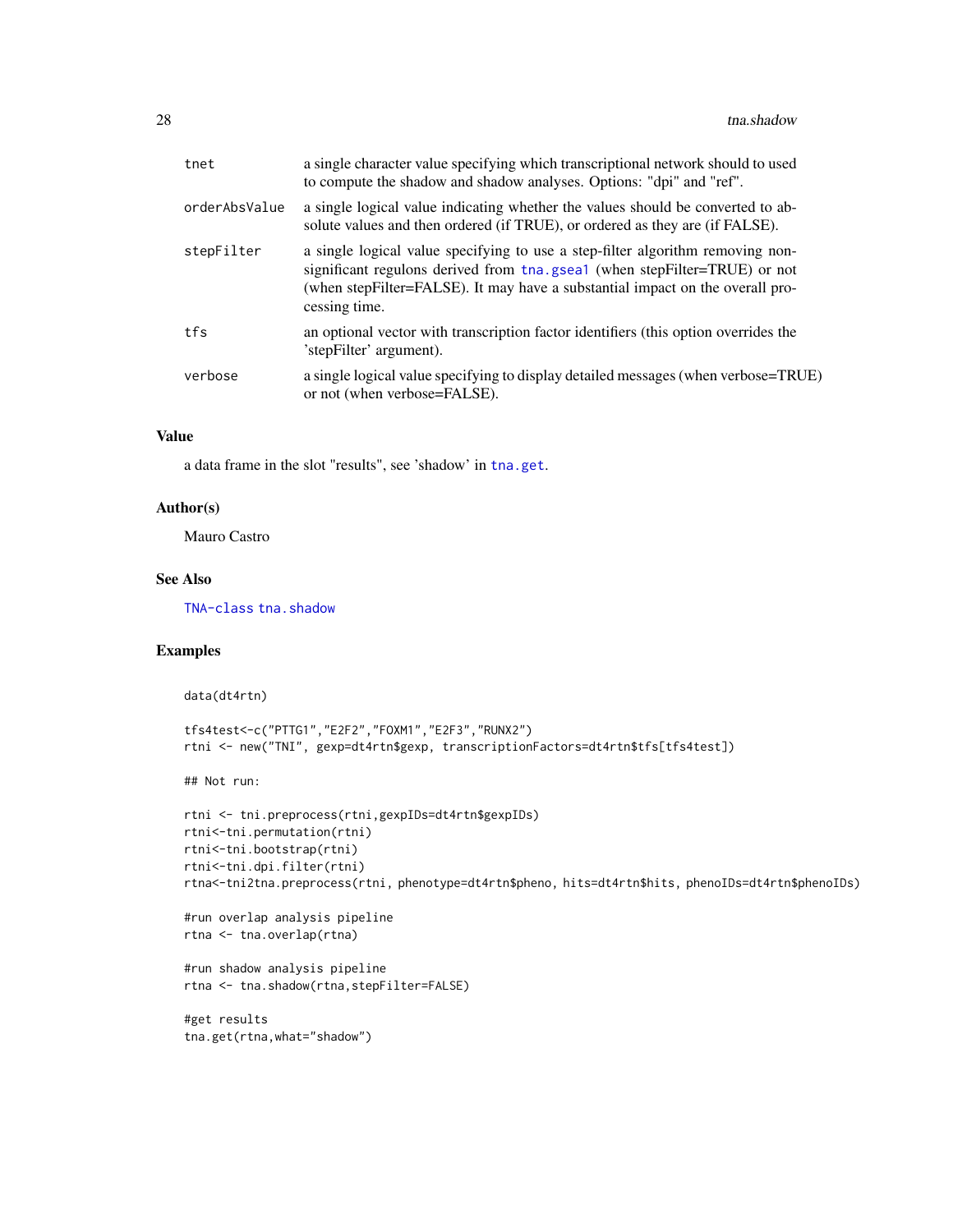| | |
|---|---|
| tnet | a single character value specifying which transcriptional network should to used to compute the shadow and shadow analyses. Options: "dpi" and "ref". |
| orderAbsValue | a single logical value indicating whether the values should be converted to absolute values and then ordered (if TRUE), or ordered as they are (if FALSE). |
| stepFilter | a single logical value specifying to use a step-filter algorithm removing non-significant regulons derived from tna.gsea1 (when stepFilter=TRUE) or not (when stepFilter=FALSE). It may have a substantial impact on the overall processing time. |
| tfs | an optional vector with transcription factor identifiers (this option overrides the 'stepFilter' argument). |
| verbose | a single logical value specifying to display detailed messages (when verbose=TRUE) or not (when verbose=FALSE). |

### Value

a data frame in the slot "results", see 'shadow' in tna.get.

### Author(s)

Mauro Castro

### See Also

TNA-class tna.shadow

### Examples

```
data(dt4rtn)

tfs4test<-c("PTTG1","E2F2","FOXM1","E2F3","RUNX2")
rtni <- new("TNI", gexp=dt4rtn$gexp, transcriptionFactors=dt4rtn$tfs[tfs4test])

## Not run:

rtni <- tni.preprocess(rtni,gexpIDs=dt4rtn$gexpIDs)
rtni<-tni.permutation(rtni)
rtni<-tni.bootstrap(rtni)
rtni<-tni.dpi.filter(rtni)
rtna<-tni2tna.preprocess(rtni, phenotype=dt4rtn$pheno, hits=dt4rtn$hits, phenoIDs=dt4rtn$phenoIDs)

#run overlap analysis pipeline
rtna <- tna.overlap(rtna)

#run shadow analysis pipeline
rtna <- tna.shadow(rtna,stepFilter=FALSE)

#get results
tna.get(rtna,what="shadow")
```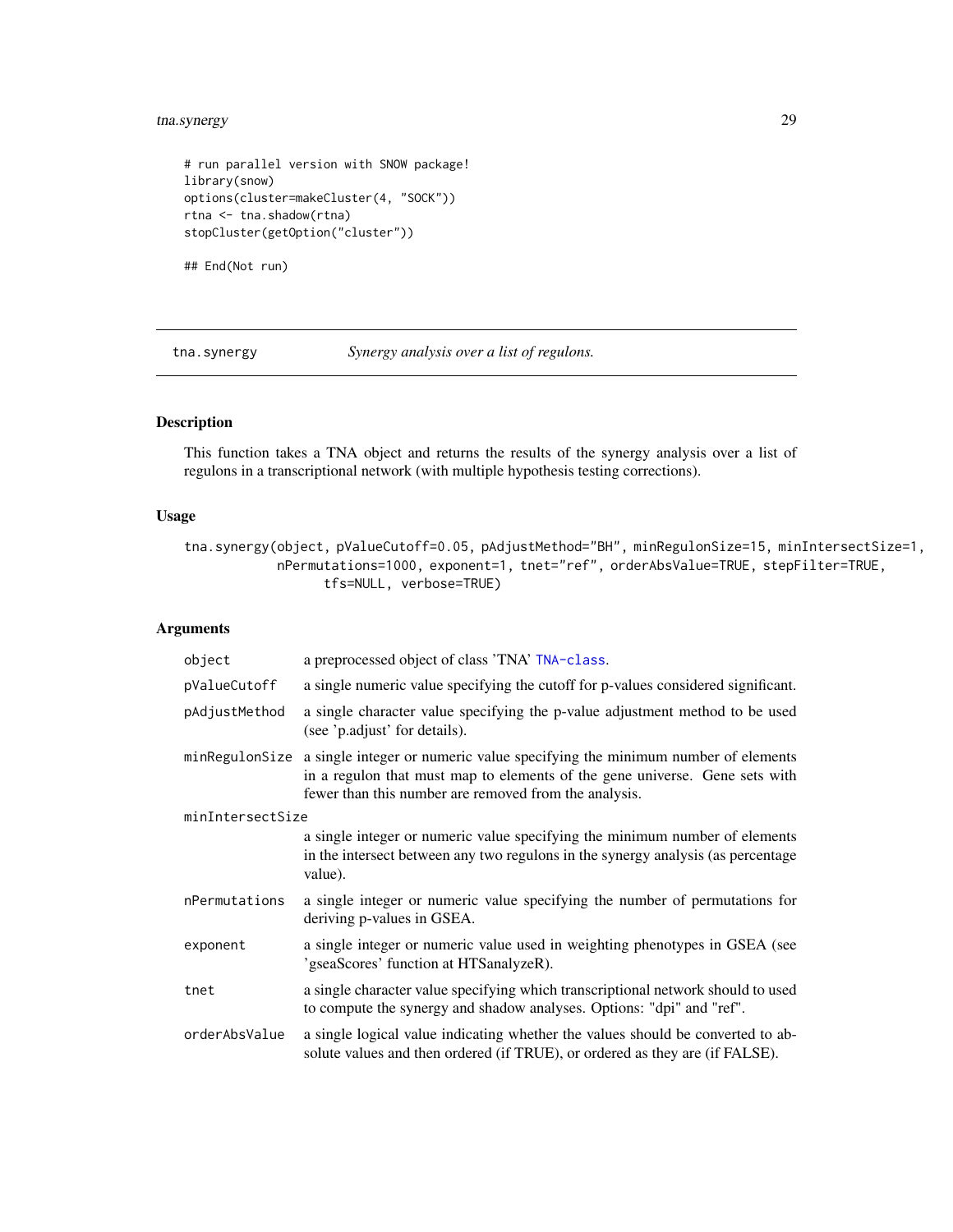```
# run parallel version with SNOW package!
library(snow)
options(cluster=makeCluster(4, "SOCK"))
rtna <- tna.shadow(rtna)
stopCluster(getOption("cluster"))

## End(Not run)
```

---

## tna.synergy — *Synergy analysis over a list of regulons.*

---

### Description

This function takes a TNA object and returns the results of the synergy analysis over a list of regulons in a transcriptional network (with multiple hypothesis testing corrections).

### Usage

```
tna.synergy(object, pValueCutoff=0.05, pAdjustMethod="BH", minRegulonSize=15, minIntersectSize=1,
            nPermutations=1000, exponent=1, tnet="ref", orderAbsValue=TRUE, stepFilter=TRUE,
                  tfs=NULL, verbose=TRUE)
```

### Arguments

| Argument | Description |
|---|---|
| `object` | a preprocessed object of class 'TNA' `TNA-class`. |
| `pValueCutoff` | a single numeric value specifying the cutoff for p-values considered significant. |
| `pAdjustMethod` | a single character value specifying the p-value adjustment method to be used (see 'p.adjust' for details). |
| `minRegulonSize` | a single integer or numeric value specifying the minimum number of elements in a regulon that must map to elements of the gene universe. Gene sets with fewer than this number are removed from the analysis. |
| `minIntersectSize` | a single integer or numeric value specifying the minimum number of elements in the intersect between any two regulons in the synergy analysis (as percentage value). |
| `nPermutations` | a single integer or numeric value specifying the number of permutations for deriving p-values in GSEA. |
| `exponent` | a single integer or numeric value used in weighting phenotypes in GSEA (see 'gseaScores' function at HTSanalyzeR). |
| `tnet` | a single character value specifying which transcriptional network should to used to compute the synergy and shadow analyses. Options: "dpi" and "ref". |
| `orderAbsValue` | a single logical value indicating whether the values should be converted to absolute values and then ordered (if TRUE), or ordered as they are (if FALSE). |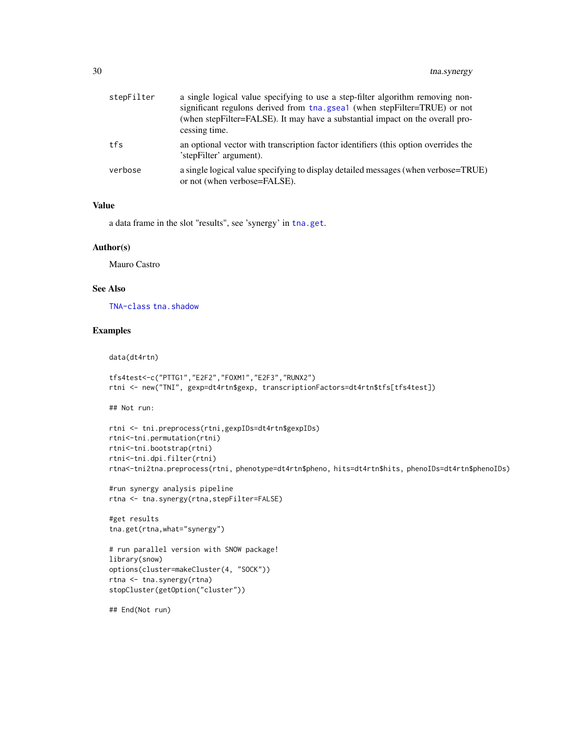| | |
|---|---|
| stepFilter | a single logical value specifying to use a step-filter algorithm removing non-significant regulons derived from tna.gsea1 (when stepFilter=TRUE) or not (when stepFilter=FALSE). It may have a substantial impact on the overall processing time. |
| tfs | an optional vector with transcription factor identifiers (this option overrides the 'stepFilter' argument). |
| verbose | a single logical value specifying to display detailed messages (when verbose=TRUE) or not (when verbose=FALSE). |

## Value

a data frame in the slot "results", see 'synergy' in tna.get.

## Author(s)

Mauro Castro

## See Also

TNA-class tna.shadow

## Examples

```
data(dt4rtn)

tfs4test<-c("PTTG1","E2F2","FOXM1","E2F3","RUNX2")
rtni <- new("TNI", gexp=dt4rtn$gexp, transcriptionFactors=dt4rtn$tfs[tfs4test])

## Not run:

rtni <- tni.preprocess(rtni,gexpIDs=dt4rtn$gexpIDs)
rtni<-tni.permutation(rtni)
rtni<-tni.bootstrap(rtni)
rtni<-tni.dpi.filter(rtni)
rtna<-tni2tna.preprocess(rtni, phenotype=dt4rtn$pheno, hits=dt4rtn$hits, phenoIDs=dt4rtn$phenoIDs)

#run synergy analysis pipeline
rtna <- tna.synergy(rtna,stepFilter=FALSE)

#get results
tna.get(rtna,what="synergy")

# run parallel version with SNOW package!
library(snow)
options(cluster=makeCluster(4, "SOCK"))
rtna <- tna.synergy(rtna)
stopCluster(getOption("cluster"))

## End(Not run)
```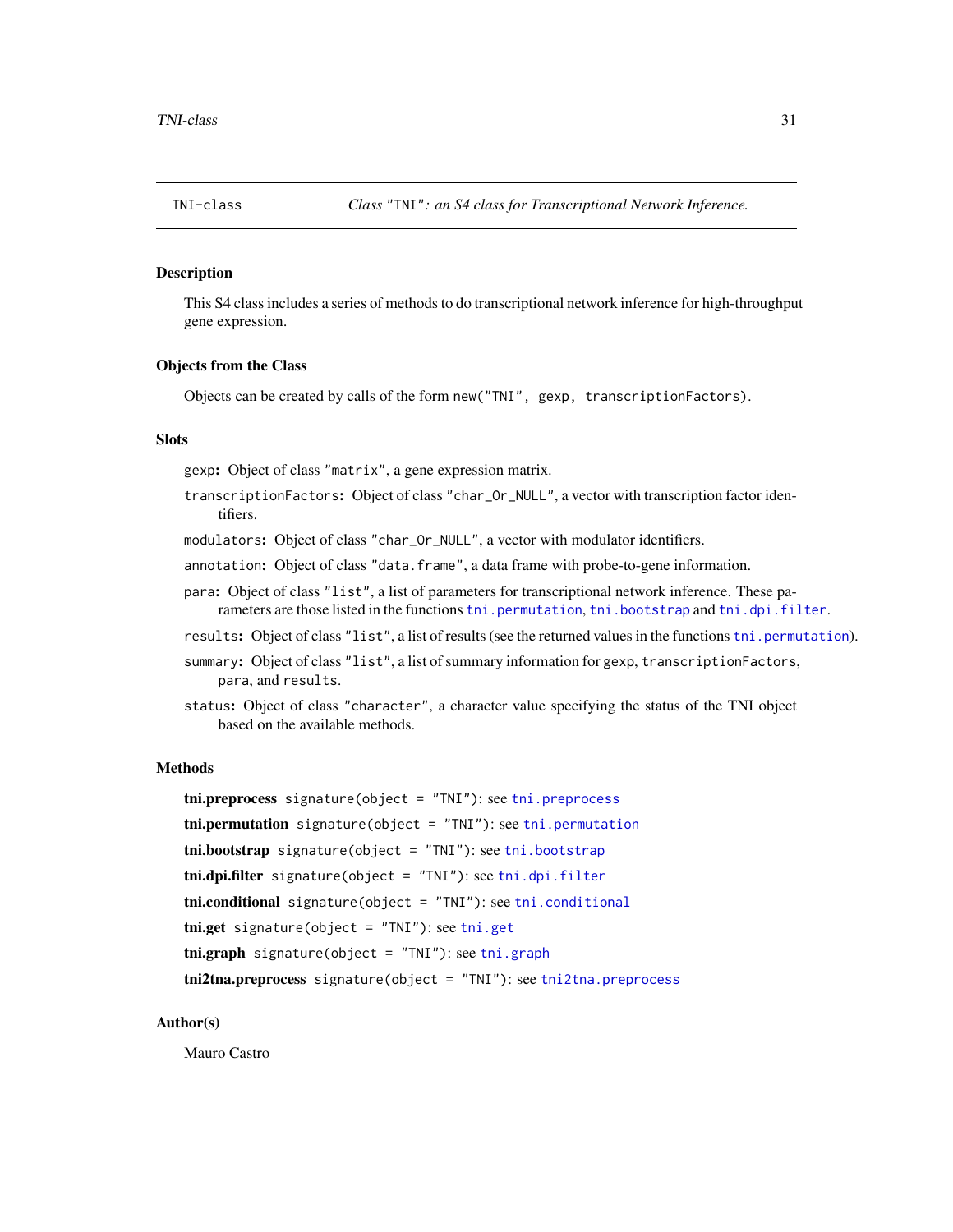TNI-class *Class "TNI": an S4 class for Transcriptional Network Inference.*

## Description

This S4 class includes a series of methods to do transcriptional network inference for high-throughput gene expression.

## Objects from the Class

Objects can be created by calls of the form `new("TNI", gexp, transcriptionFactors)`.

## Slots

`gexp`**:** Object of class `"matrix"`, a gene expression matrix.

`transcriptionFactors`**:** Object of class `"char_Or_NULL"`, a vector with transcription factor identifiers.

`modulators`**:** Object of class `"char_Or_NULL"`, a vector with modulator identifiers.

`annotation`**:** Object of class `"data.frame"`, a data frame with probe-to-gene information.

`para`**:** Object of class `"list"`, a list of parameters for transcriptional network inference. These parameters are those listed in the functions `tni.permutation`, `tni.bootstrap` and `tni.dpi.filter`.

`results`**:** Object of class `"list"`, a list of results (see the returned values in the functions `tni.permutation`).

`summary`**:** Object of class `"list"`, a list of summary information for `gexp`, `transcriptionFactors`, `para`, and `results`.

`status`**:** Object of class `"character"`, a character value specifying the status of the TNI object based on the available methods.

## Methods

**tni.preprocess** `signature(object = "TNI")`: see `tni.preprocess`

**tni.permutation** `signature(object = "TNI")`: see `tni.permutation`

**tni.bootstrap** `signature(object = "TNI")`: see `tni.bootstrap`

**tni.dpi.filter** `signature(object = "TNI")`: see `tni.dpi.filter`

**tni.conditional** `signature(object = "TNI")`: see `tni.conditional`

**tni.get** `signature(object = "TNI")`: see `tni.get`

**tni.graph** `signature(object = "TNI")`: see `tni.graph`

**tni2tna.preprocess** `signature(object = "TNI")`: see `tni2tna.preprocess`

## Author(s)

Mauro Castro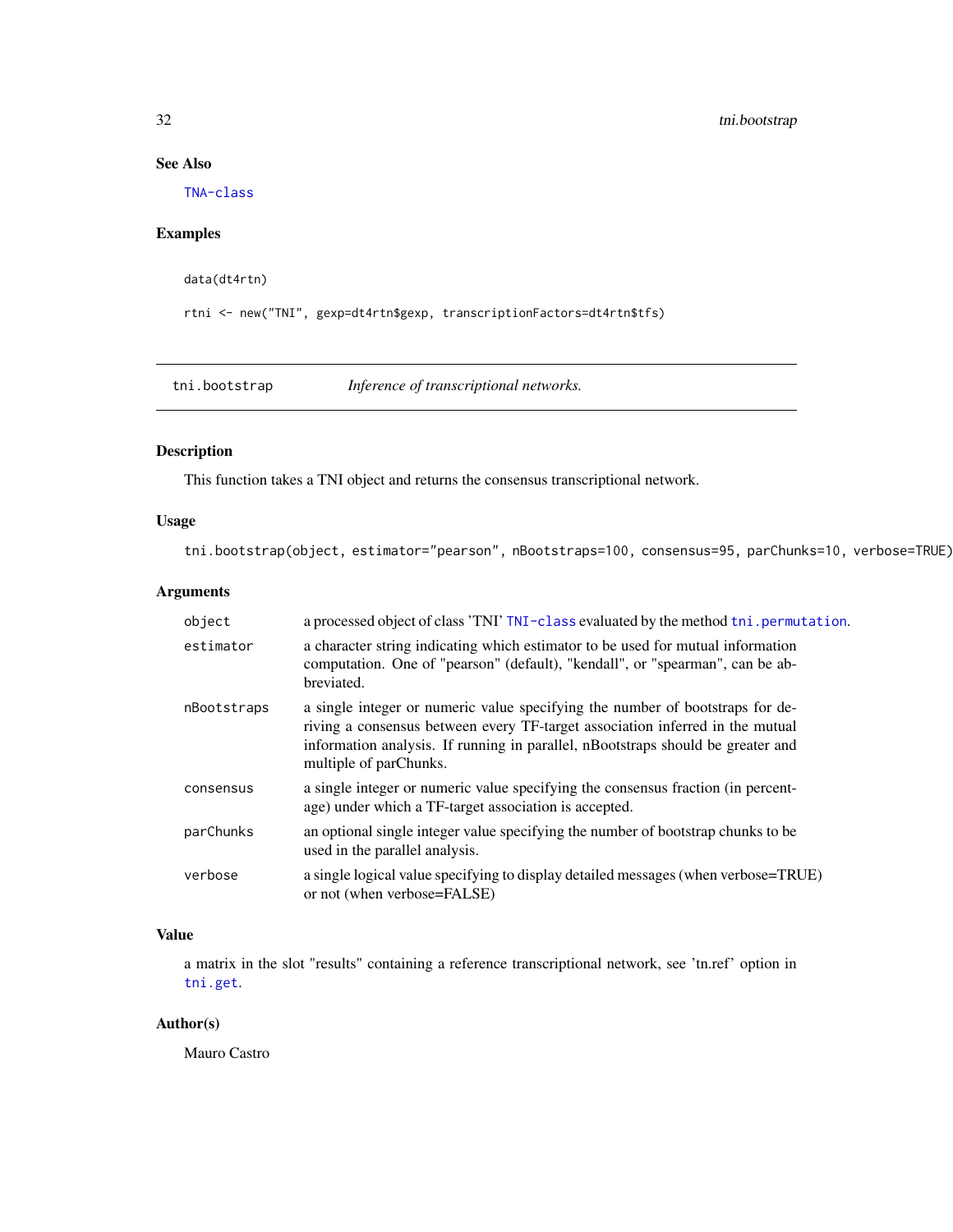## See Also

TNA-class

## Examples

```
data(dt4rtn)

rtni <- new("TNI", gexp=dt4rtn$gexp, transcriptionFactors=dt4rtn$tfs)
```

---

# tni.bootstrap    *Inference of transcriptional networks.*

## Description

This function takes a TNI object and returns the consensus transcriptional network.

## Usage

```
tni.bootstrap(object, estimator="pearson", nBootstraps=100, consensus=95, parChunks=10, verbose=TRUE)
```

## Arguments

| | |
|---|---|
| object | a processed object of class 'TNI' TNI-class evaluated by the method tni.permutation. |
| estimator | a character string indicating which estimator to be used for mutual information computation. One of "pearson" (default), "kendall", or "spearman", can be abbreviated. |
| nBootstraps | a single integer or numeric value specifying the number of bootstraps for deriving a consensus between every TF-target association inferred in the mutual information analysis. If running in parallel, nBootstraps should be greater and multiple of parChunks. |
| consensus | a single integer or numeric value specifying the consensus fraction (in percentage) under which a TF-target association is accepted. |
| parChunks | an optional single integer value specifying the number of bootstrap chunks to be used in the parallel analysis. |
| verbose | a single logical value specifying to display detailed messages (when verbose=TRUE) or not (when verbose=FALSE) |

## Value

a matrix in the slot "results" containing a reference transcriptional network, see 'tn.ref' option in tni.get.

## Author(s)

Mauro Castro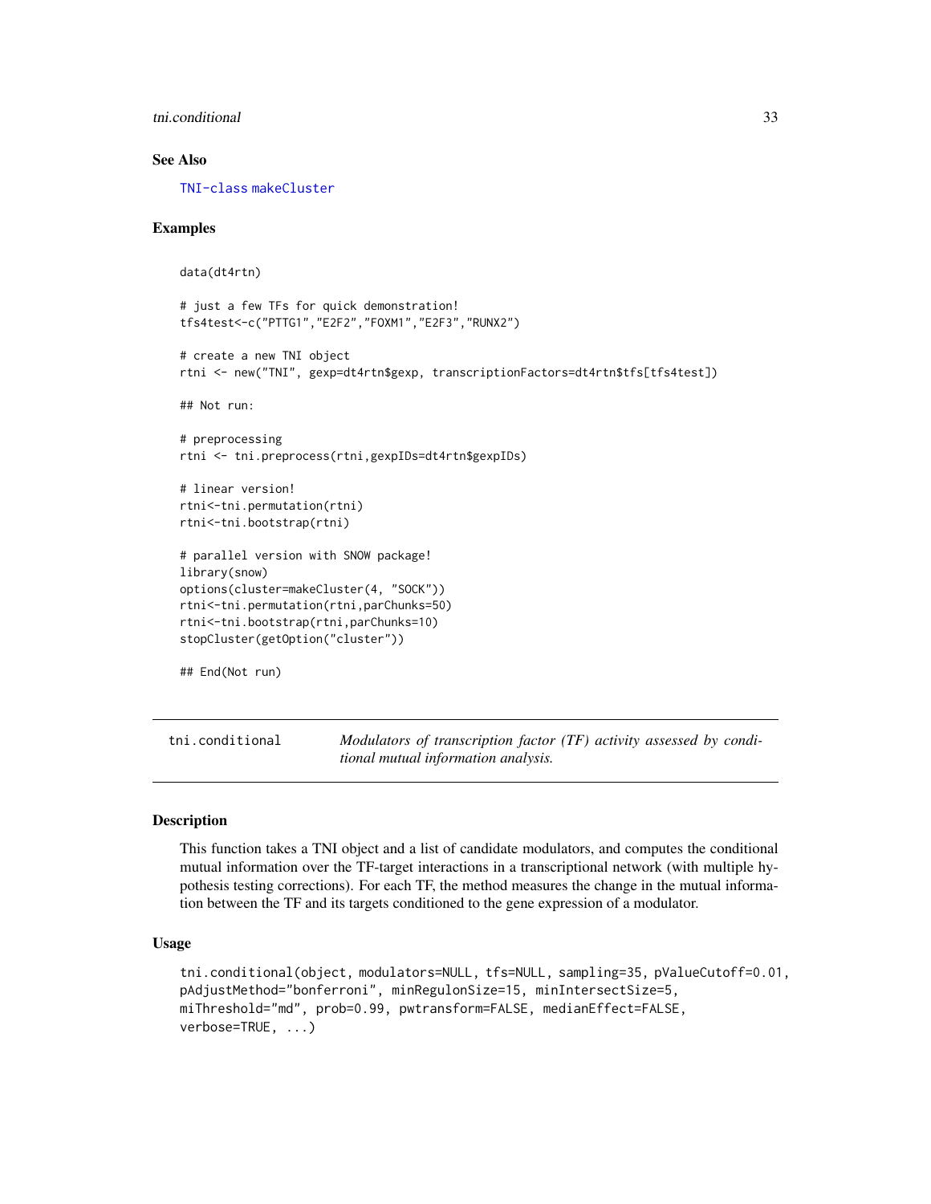## See Also

TNI-class makeCluster

## Examples

```
data(dt4rtn)

# just a few TFs for quick demonstration!
tfs4test<-c("PTTG1","E2F2","FOXM1","E2F3","RUNX2")

# create a new TNI object
rtni <- new("TNI", gexp=dt4rtn$gexp, transcriptionFactors=dt4rtn$tfs[tfs4test])

## Not run:

# preprocessing
rtni <- tni.preprocess(rtni,gexpIDs=dt4rtn$gexpIDs)

# linear version!
rtni<-tni.permutation(rtni)
rtni<-tni.bootstrap(rtni)

# parallel version with SNOW package!
library(snow)
options(cluster=makeCluster(4, "SOCK"))
rtni<-tni.permutation(rtni,parChunks=50)
rtni<-tni.bootstrap(rtni,parChunks=10)
stopCluster(getOption("cluster"))

## End(Not run)
```

---

# tni.conditional

*Modulators of transcription factor (TF) activity assessed by conditional mutual information analysis.*

---

## Description

This function takes a TNI object and a list of candidate modulators, and computes the conditional mutual information over the TF-target interactions in a transcriptional network (with multiple hypothesis testing corrections). For each TF, the method measures the change in the mutual information between the TF and its targets conditioned to the gene expression of a modulator.

## Usage

```
tni.conditional(object, modulators=NULL, tfs=NULL, sampling=35, pValueCutoff=0.01,
pAdjustMethod="bonferroni", minRegulonSize=15, minIntersectSize=5,
miThreshold="md", prob=0.99, pwtransform=FALSE, medianEffect=FALSE,
verbose=TRUE, ...)
```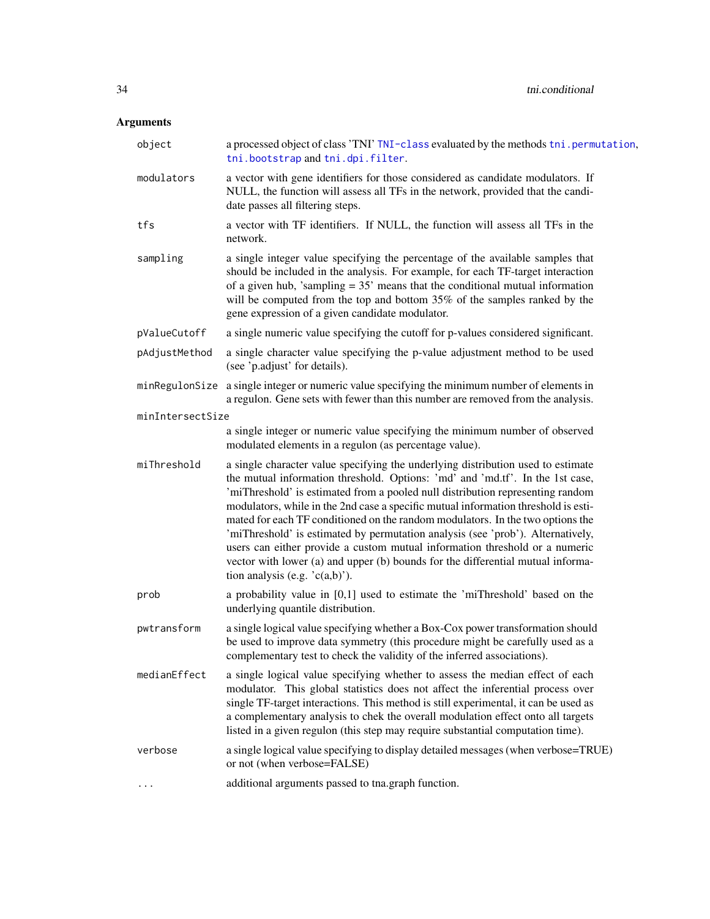## Arguments

| Argument | Description |
|---|---|
| `object` | a processed object of class 'TNI' `TNI-class` evaluated by the methods `tni.permutation`, `tni.bootstrap` and `tni.dpi.filter`. |
| `modulators` | a vector with gene identifiers for those considered as candidate modulators. If NULL, the function will assess all TFs in the network, provided that the candidate passes all filtering steps. |
| `tfs` | a vector with TF identifiers. If NULL, the function will assess all TFs in the network. |
| `sampling` | a single integer value specifying the percentage of the available samples that should be included in the analysis. For example, for each TF-target interaction of a given hub, 'sampling = 35' means that the conditional mutual information will be computed from the top and bottom 35% of the samples ranked by the gene expression of a given candidate modulator. |
| `pValueCutoff` | a single numeric value specifying the cutoff for p-values considered significant. |
| `pAdjustMethod` | a single character value specifying the p-value adjustment method to be used (see 'p.adjust' for details). |
| `minRegulonSize` | a single integer or numeric value specifying the minimum number of elements in a regulon. Gene sets with fewer than this number are removed from the analysis. |
| `minIntersectSize` | a single integer or numeric value specifying the minimum number of observed modulated elements in a regulon (as percentage value). |
| `miThreshold` | a single character value specifying the underlying distribution used to estimate the mutual information threshold. Options: 'md' and 'md.tf'. In the 1st case, 'miThreshold' is estimated from a pooled null distribution representing random modulators, while in the 2nd case a specific mutual information threshold is estimated for each TF conditioned on the random modulators. In the two options the 'miThreshold' is estimated by permutation analysis (see 'prob'). Alternatively, users can either provide a custom mutual information threshold or a numeric vector with lower (a) and upper (b) bounds for the differential mutual information analysis (e.g. 'c(a,b)'). |
| `prob` | a probability value in [0,1] used to estimate the 'miThreshold' based on the underlying quantile distribution. |
| `pwtransform` | a single logical value specifying whether a Box-Cox power transformation should be used to improve data symmetry (this procedure might be carefully used as a complementary test to check the validity of the inferred associations). |
| `medianEffect` | a single logical value specifying whether to assess the median effect of each modulator. This global statistics does not affect the inferential process over single TF-target interactions. This method is still experimental, it can be used as a complementary analysis to chek the overall modulation effect onto all targets listed in a given regulon (this step may require substantial computation time). |
| `verbose` | a single logical value specifying to display detailed messages (when verbose=TRUE) or not (when verbose=FALSE) |
| `...` | additional arguments passed to tna.graph function. |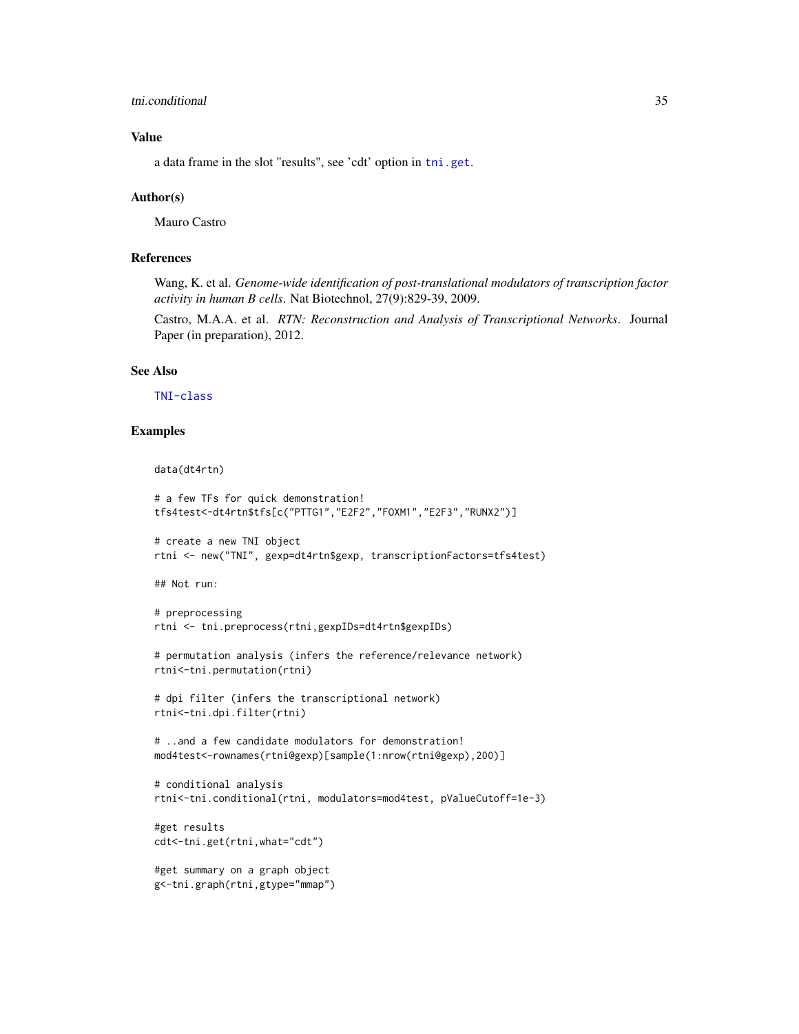## Value

a data frame in the slot "results", see 'cdt' option in tni.get.

## Author(s)

Mauro Castro

## References

Wang, K. et al. *Genome-wide identification of post-translational modulators of transcription factor activity in human B cells.* Nat Biotechnol, 27(9):829-39, 2009.

Castro, M.A.A. et al. *RTN: Reconstruction and Analysis of Transcriptional Networks.* Journal Paper (in preparation), 2012.

## See Also

TNI-class

## Examples

```
data(dt4rtn)

# a few TFs for quick demonstration!
tfs4test<-dt4rtn$tfs[c("PTTG1","E2F2","FOXM1","E2F3","RUNX2")]

# create a new TNI object
rtni <- new("TNI", gexp=dt4rtn$gexp, transcriptionFactors=tfs4test)

## Not run:

# preprocessing
rtni <- tni.preprocess(rtni,gexpIDs=dt4rtn$gexpIDs)

# permutation analysis (infers the reference/relevance network)
rtni<-tni.permutation(rtni)

# dpi filter (infers the transcriptional network)
rtni<-tni.dpi.filter(rtni)

# ..and a few candidate modulators for demonstration!
mod4test<-rownames(rtni@gexp)[sample(1:nrow(rtni@gexp),200)]

# conditional analysis
rtni<-tni.conditional(rtni, modulators=mod4test, pValueCutoff=1e-3)

#get results
cdt<-tni.get(rtni,what="cdt")

#get summary on a graph object
g<-tni.graph(rtni,gtype="mmap")
```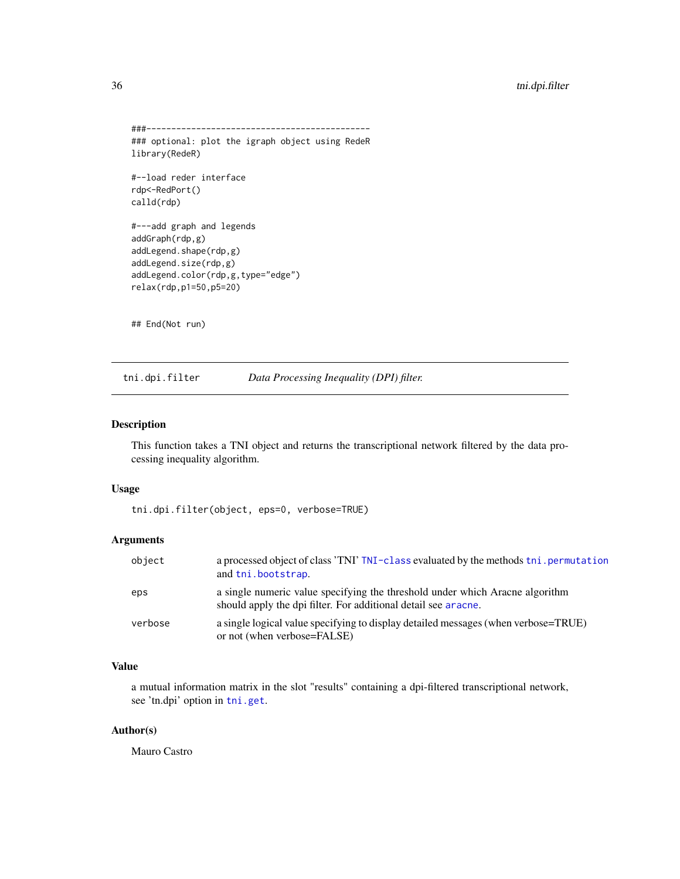```
###-----------------------------------------------
### optional: plot the igraph object using RedeR
library(RedeR)

#--load reder interface
rdp<-RedPort()
calld(rdp)

#---add graph and legends
addGraph(rdp,g)
addLegend.shape(rdp,g)
addLegend.size(rdp,g)
addLegend.color(rdp,g,type="edge")
relax(rdp,p1=50,p5=20)


## End(Not run)
```

## tni.dpi.filter    *Data Processing Inequality (DPI) filter.*

### Description

This function takes a TNI object and returns the transcriptional network filtered by the data processing inequality algorithm.

### Usage

```
tni.dpi.filter(object, eps=0, verbose=TRUE)
```

### Arguments

| | |
|---|---|
| `object` | a processed object of class 'TNI' `TNI-class` evaluated by the methods `tni.permutation` and `tni.bootstrap`. |
| `eps` | a single numeric value specifying the threshold under which Aracne algorithm should apply the dpi filter. For additional detail see `aracne`. |
| `verbose` | a single logical value specifying to display detailed messages (when verbose=TRUE) or not (when verbose=FALSE) |

### Value

a mutual information matrix in the slot "results" containing a dpi-filtered transcriptional network, see 'tn.dpi' option in `tni.get`.

### Author(s)

Mauro Castro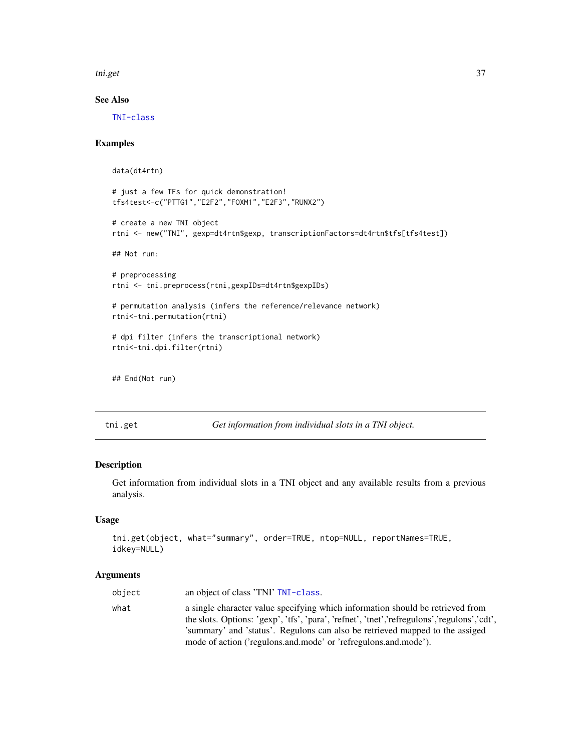### See Also

TNI-class

### Examples

```
data(dt4rtn)

# just a few TFs for quick demonstration!
tfs4test<-c("PTTG1","E2F2","FOXM1","E2F3","RUNX2")

# create a new TNI object
rtni <- new("TNI", gexp=dt4rtn$gexp, transcriptionFactors=dt4rtn$tfs[tfs4test])

## Not run:

# preprocessing
rtni <- tni.preprocess(rtni,gexpIDs=dt4rtn$gexpIDs)

# permutation analysis (infers the reference/relevance network)
rtni<-tni.permutation(rtni)

# dpi filter (infers the transcriptional network)
rtni<-tni.dpi.filter(rtni)


## End(Not run)
```

---

## tni.get — *Get information from individual slots in a TNI object.*

---

### Description

Get information from individual slots in a TNI object and any available results from a previous analysis.

### Usage

```
tni.get(object, what="summary", order=TRUE, ntop=NULL, reportNames=TRUE,
idkey=NULL)
```

### Arguments

| | |
|---|---|
| `object` | an object of class 'TNI' TNI-class. |
| `what` | a single character value specifying which information should be retrieved from the slots. Options: 'gexp', 'tfs', 'para', 'refnet', 'tnet','refregulons','regulons','cdt', 'summary' and 'status'. Regulons can also be retrieved mapped to the assiged mode of action ('regulons.and.mode' or 'refregulons.and.mode'). |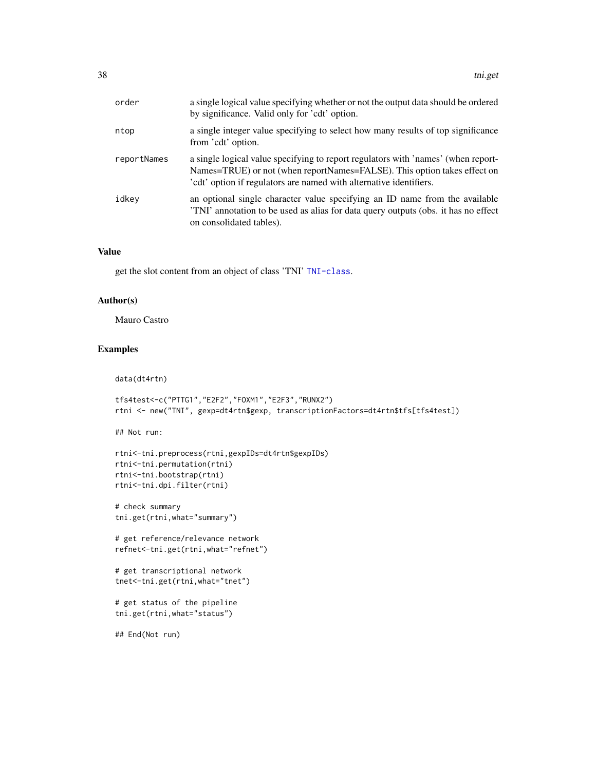| | |
|---|---|
| order | a single logical value specifying whether or not the output data should be ordered by significance. Valid only for 'cdt' option. |
| ntop | a single integer value specifying to select how many results of top significance from 'cdt' option. |
| reportNames | a single logical value specifying to report regulators with 'names' (when reportNames=TRUE) or not (when reportNames=FALSE). This option takes effect on 'cdt' option if regulators are named with alternative identifiers. |
| idkey | an optional single character value specifying an ID name from the available 'TNI' annotation to be used as alias for data query outputs (obs. it has no effect on consolidated tables). |

## Value

get the slot content from an object of class 'TNI' TNI-class.

## Author(s)

Mauro Castro

## Examples

```
data(dt4rtn)

tfs4test<-c("PTTG1","E2F2","FOXM1","E2F3","RUNX2")
rtni <- new("TNI", gexp=dt4rtn$gexp, transcriptionFactors=dt4rtn$tfs[tfs4test])

## Not run:

rtni<-tni.preprocess(rtni,gexpIDs=dt4rtn$gexpIDs)
rtni<-tni.permutation(rtni)
rtni<-tni.bootstrap(rtni)
rtni<-tni.dpi.filter(rtni)

# check summary
tni.get(rtni,what="summary")

# get reference/relevance network
refnet<-tni.get(rtni,what="refnet")

# get transcriptional network
tnet<-tni.get(rtni,what="tnet")

# get status of the pipeline
tni.get(rtni,what="status")

## End(Not run)
```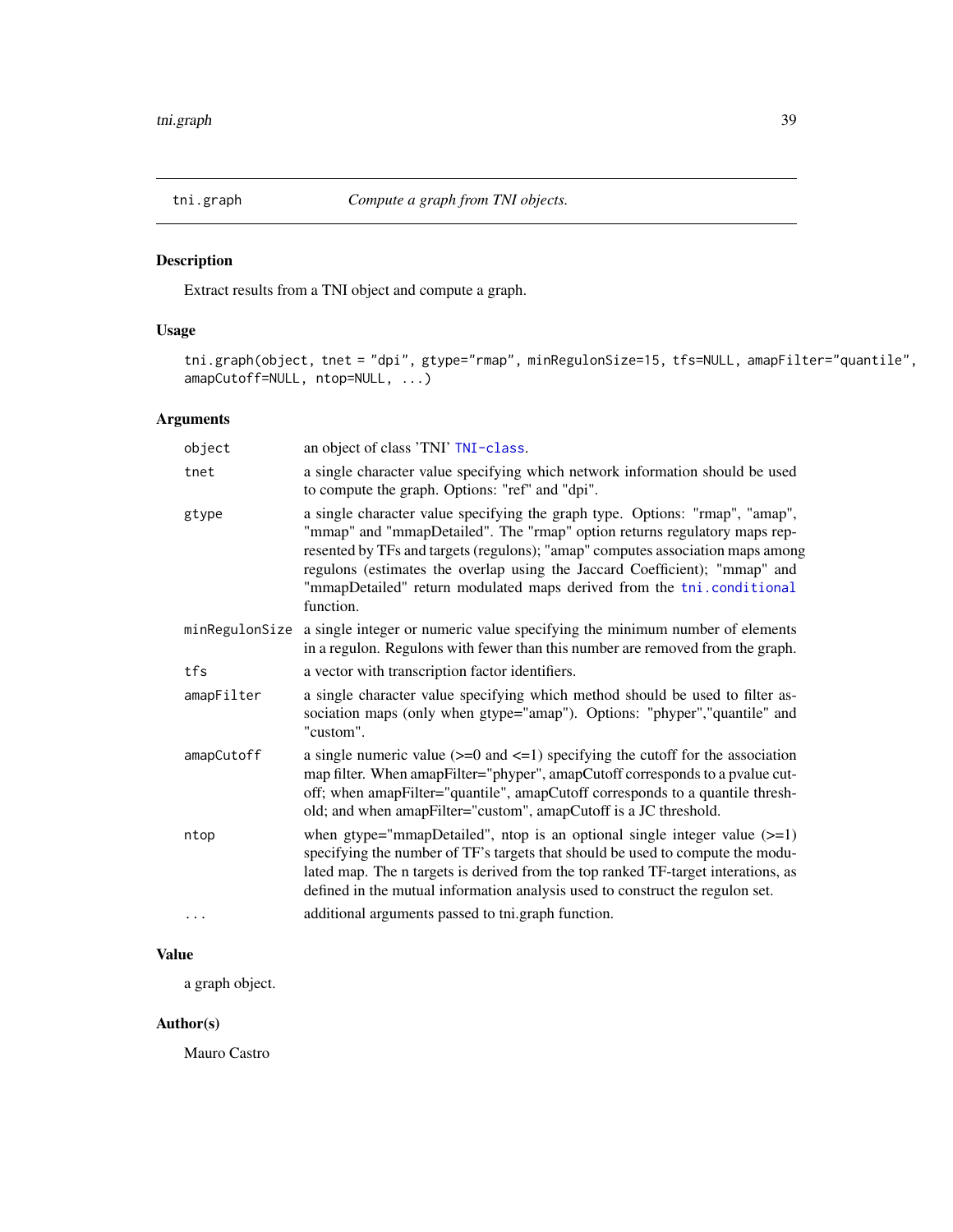## tni.graph — *Compute a graph from TNI objects.*

### Description

Extract results from a TNI object and compute a graph.

### Usage

```
tni.graph(object, tnet = "dpi", gtype="rmap", minRegulonSize=15, tfs=NULL, amapFilter="quantile",
amapCutoff=NULL, ntop=NULL, ...)
```

### Arguments

| | |
|---|---|
| `object` | an object of class 'TNI' `TNI-class`. |
| `tnet` | a single character value specifying which network information should be used to compute the graph. Options: "ref" and "dpi". |
| `gtype` | a single character value specifying the graph type. Options: "rmap", "amap", "mmap" and "mmapDetailed". The "rmap" option returns regulatory maps represented by TFs and targets (regulons); "amap" computes association maps among regulons (estimates the overlap using the Jaccard Coefficient); "mmap" and "mmapDetailed" return modulated maps derived from the `tni.conditional` function. |
| `minRegulonSize` | a single integer or numeric value specifying the minimum number of elements in a regulon. Regulons with fewer than this number are removed from the graph. |
| `tfs` | a vector with transcription factor identifiers. |
| `amapFilter` | a single character value specifying which method should be used to filter association maps (only when gtype="amap"). Options: "phyper","quantile" and "custom". |
| `amapCutoff` | a single numeric value (>=0 and <=1) specifying the cutoff for the association map filter. When amapFilter="phyper", amapCutoff corresponds to a pvalue cutoff; when amapFilter="quantile", amapCutoff corresponds to a quantile threshold; and when amapFilter="custom", amapCutoff is a JC threshold. |
| `ntop` | when gtype="mmapDetailed", ntop is an optional single integer value (>=1) specifying the number of TF's targets that should be used to compute the modulated map. The n targets is derived from the top ranked TF-target interations, as defined in the mutual information analysis used to construct the regulon set. |
| `...` | additional arguments passed to tni.graph function. |

### Value

a graph object.

### Author(s)

Mauro Castro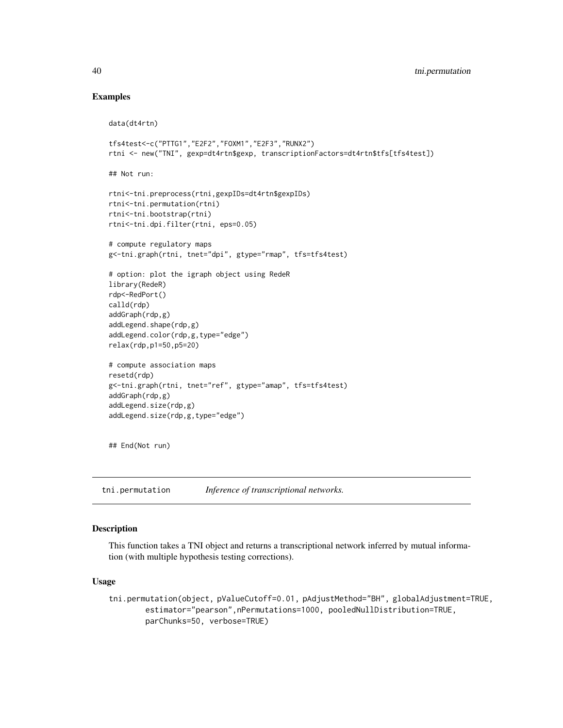## Examples

```
data(dt4rtn)

tfs4test<-c("PTTG1","E2F2","FOXM1","E2F3","RUNX2")
rtni <- new("TNI", gexp=dt4rtn$gexp, transcriptionFactors=dt4rtn$tfs[tfs4test])

## Not run:

rtni<-tni.preprocess(rtni,gexpIDs=dt4rtn$gexpIDs)
rtni<-tni.permutation(rtni)
rtni<-tni.bootstrap(rtni)
rtni<-tni.dpi.filter(rtni, eps=0.05)

# compute regulatory maps
g<-tni.graph(rtni, tnet="dpi", gtype="rmap", tfs=tfs4test)

# option: plot the igraph object using RedeR
library(RedeR)
rdp<-RedPort()
calld(rdp)
addGraph(rdp,g)
addLegend.shape(rdp,g)
addLegend.color(rdp,g,type="edge")
relax(rdp,p1=50,p5=20)

# compute association maps
resetd(rdp)
g<-tni.graph(rtni, tnet="ref", gtype="amap", tfs=tfs4test)
addGraph(rdp,g)
addLegend.size(rdp,g)
addLegend.size(rdp,g,type="edge")


## End(Not run)
```

---

# tni.permutation *Inference of transcriptional networks.*

---

## Description

This function takes a TNI object and returns a transcriptional network inferred by mutual information (with multiple hypothesis testing corrections).

## Usage

```
tni.permutation(object, pValueCutoff=0.01, pAdjustMethod="BH", globalAdjustment=TRUE,
        estimator="pearson",nPermutations=1000, pooledNullDistribution=TRUE,
        parChunks=50, verbose=TRUE)
```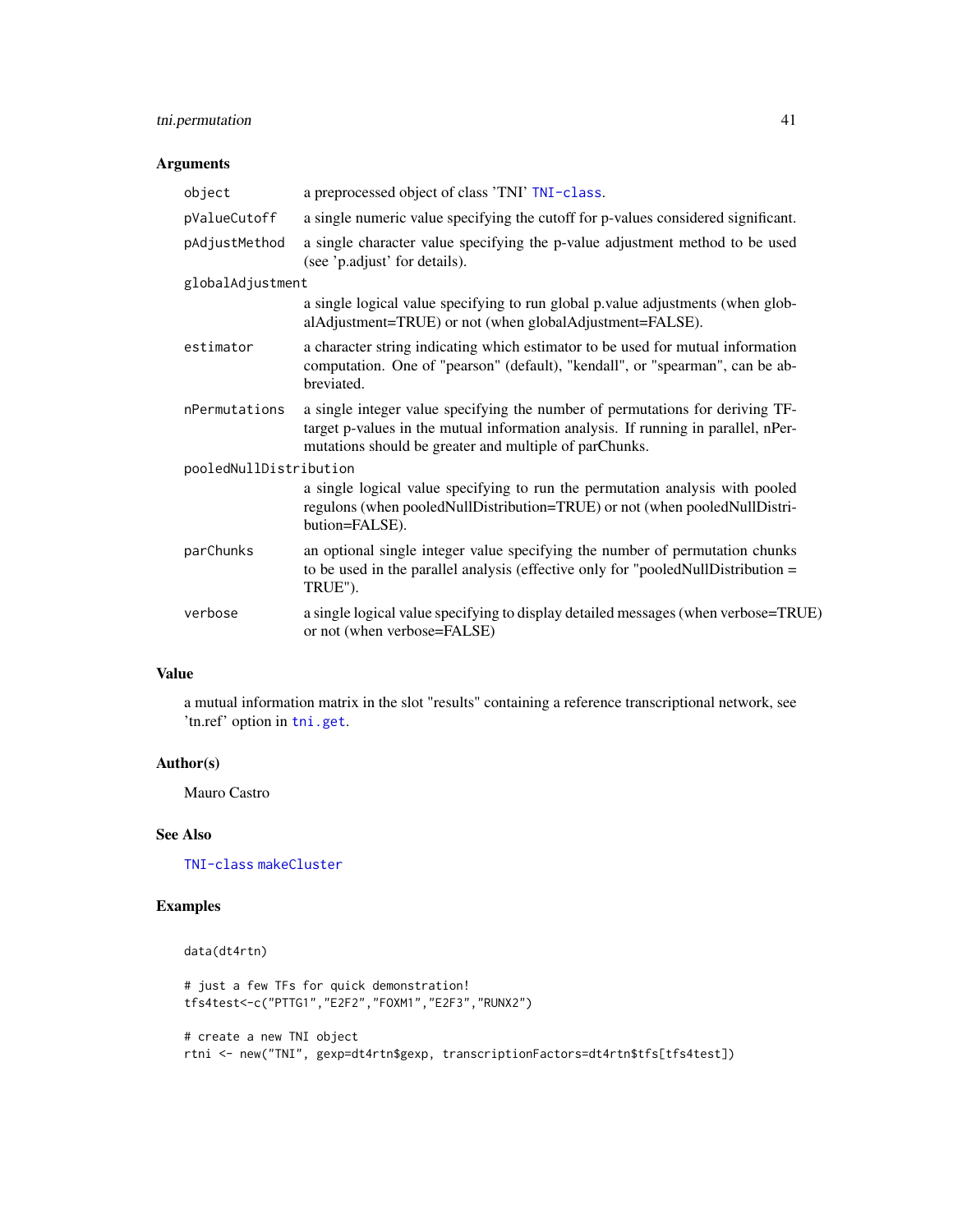## Arguments

| | |
|---|---|
| object | a preprocessed object of class 'TNI' TNI-class. |
| pValueCutoff | a single numeric value specifying the cutoff for p-values considered significant. |
| pAdjustMethod | a single character value specifying the p-value adjustment method to be used (see 'p.adjust' for details). |
| globalAdjustment | a single logical value specifying to run global p.value adjustments (when globalAdjustment=TRUE) or not (when globalAdjustment=FALSE). |
| estimator | a character string indicating which estimator to be used for mutual information computation. One of "pearson" (default), "kendall", or "spearman", can be abbreviated. |
| nPermutations | a single integer value specifying the number of permutations for deriving TF-target p-values in the mutual information analysis. If running in parallel, nPermutations should be greater and multiple of parChunks. |
| pooledNullDistribution | a single logical value specifying to run the permutation analysis with pooled regulons (when pooledNullDistribution=TRUE) or not (when pooledNullDistribution=FALSE). |
| parChunks | an optional single integer value specifying the number of permutation chunks to be used in the parallel analysis (effective only for "pooledNullDistribution = TRUE"). |
| verbose | a single logical value specifying to display detailed messages (when verbose=TRUE) or not (when verbose=FALSE) |

## Value

a mutual information matrix in the slot "results" containing a reference transcriptional network, see 'tn.ref' option in tni.get.

## Author(s)

Mauro Castro

## See Also

TNI-class makeCluster

## Examples

```
data(dt4rtn)

# just a few TFs for quick demonstration!
tfs4test<-c("PTTG1","E2F2","FOXM1","E2F3","RUNX2")

# create a new TNI object
rtni <- new("TNI", gexp=dt4rtn$gexp, transcriptionFactors=dt4rtn$tfs[tfs4test])
```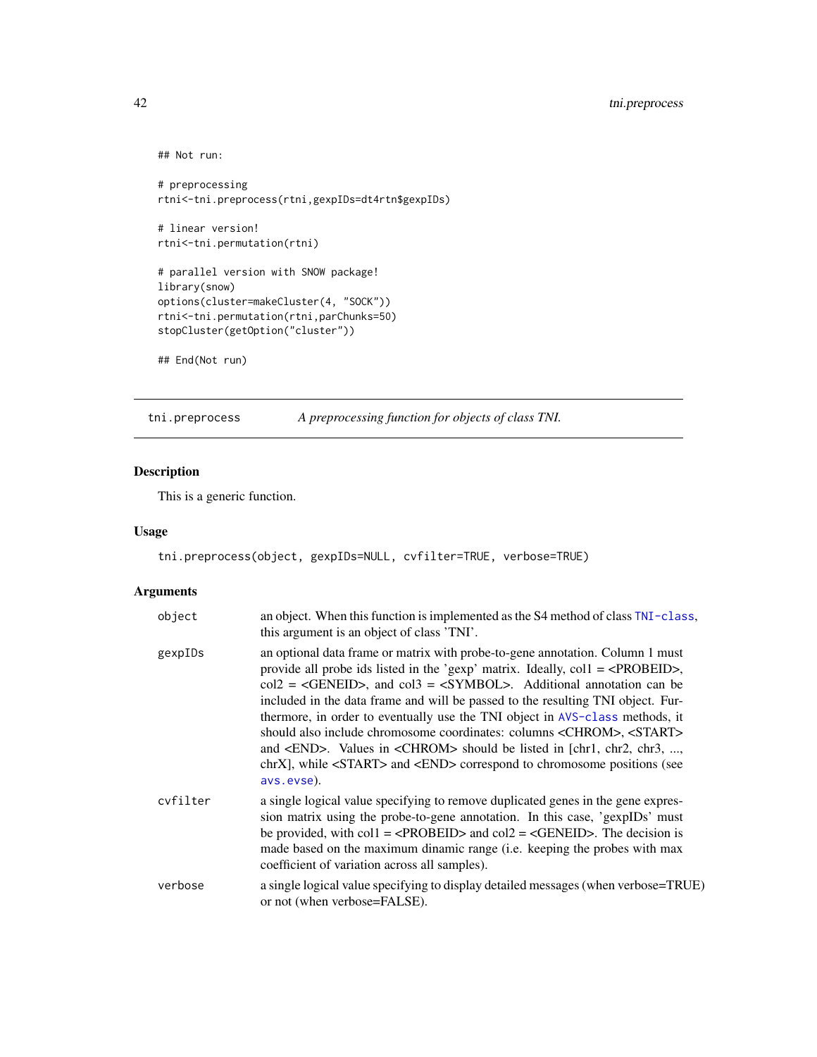```
## Not run:

# preprocessing
rtni<-tni.preprocess(rtni,gexpIDs=dt4rtn$gexpIDs)

# linear version!
rtni<-tni.permutation(rtni)

# parallel version with SNOW package!
library(snow)
options(cluster=makeCluster(4, "SOCK"))
rtni<-tni.permutation(rtni,parChunks=50)
stopCluster(getOption("cluster"))

## End(Not run)
```

---

## tni.preprocess — *A preprocessing function for objects of class TNI.*

### Description

This is a generic function.

### Usage

```
tni.preprocess(object, gexpIDs=NULL, cvfilter=TRUE, verbose=TRUE)
```

### Arguments

| | |
|---|---|
| `object` | an object. When this function is implemented as the S4 method of class `TNI-class`, this argument is an object of class 'TNI'. |
| `gexpIDs` | an optional data frame or matrix with probe-to-gene annotation. Column 1 must provide all probe ids listed in the 'gexp' matrix. Ideally, col1 = <PROBEID>, col2 = <GENEID>, and col3 = <SYMBOL>. Additional annotation can be included in the data frame and will be passed to the resulting TNI object. Furthermore, in order to eventually use the TNI object in `AVS-class` methods, it should also include chromosome coordinates: columns <CHROM>, <START> and <END>. Values in <CHROM> should be listed in [chr1, chr2, chr3, ..., chrX], while <START> and <END> correspond to chromosome positions (see `avs.evse`). |
| `cvfilter` | a single logical value specifying to remove duplicated genes in the gene expression matrix using the probe-to-gene annotation. In this case, 'gexpIDs' must be provided, with col1 = <PROBEID> and col2 = <GENEID>. The decision is made based on the maximum dinamic range (i.e. keeping the probes with max coefficient of variation across all samples). |
| `verbose` | a single logical value specifying to display detailed messages (when verbose=TRUE) or not (when verbose=FALSE). |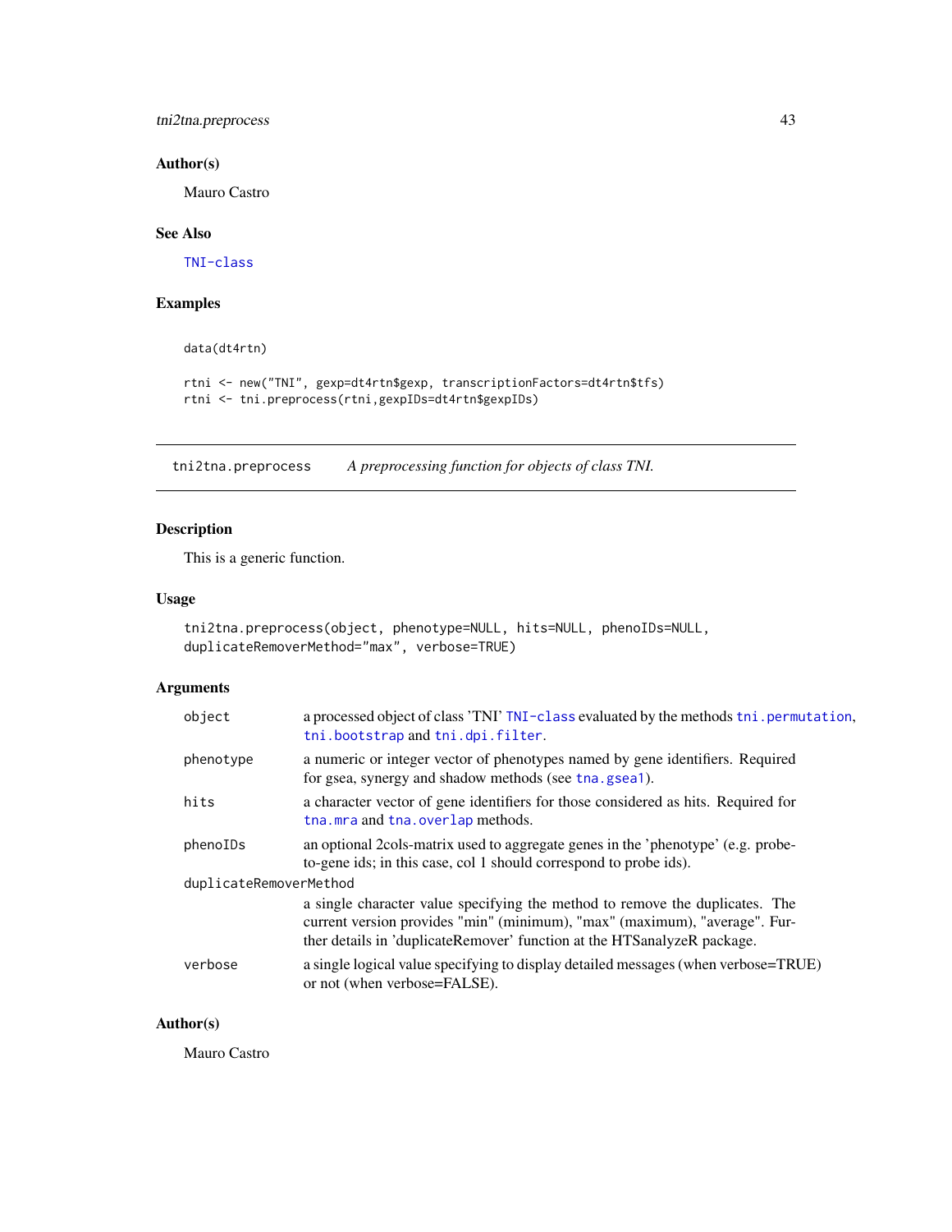## Author(s)

Mauro Castro

## See Also

TNI-class

## Examples

```
data(dt4rtn)

rtni <- new("TNI", gexp=dt4rtn$gexp, transcriptionFactors=dt4rtn$tfs)
rtni <- tni.preprocess(rtni,gexpIDs=dt4rtn$gexpIDs)
```

---

# tni2tna.preprocess    *A preprocessing function for objects of class TNI.*

## Description

This is a generic function.

## Usage

```
tni2tna.preprocess(object, phenotype=NULL, hits=NULL, phenoIDs=NULL,
duplicateRemoverMethod="max", verbose=TRUE)
```

## Arguments

| | |
|---|---|
| object | a processed object of class 'TNI' TNI-class evaluated by the methods tni.permutation, tni.bootstrap and tni.dpi.filter. |
| phenotype | a numeric or integer vector of phenotypes named by gene identifiers. Required for gsea, synergy and shadow methods (see tna.gsea1). |
| hits | a character vector of gene identifiers for those considered as hits. Required for tna.mra and tna.overlap methods. |
| phenoIDs | an optional 2cols-matrix used to aggregate genes in the 'phenotype' (e.g. probe-to-gene ids; in this case, col 1 should correspond to probe ids). |
| duplicateRemoverMethod | a single character value specifying the method to remove the duplicates. The current version provides "min" (minimum), "max" (maximum), "average". Further details in 'duplicateRemover' function at the HTSanalyzeR package. |
| verbose | a single logical value specifying to display detailed messages (when verbose=TRUE) or not (when verbose=FALSE). |

## Author(s)

Mauro Castro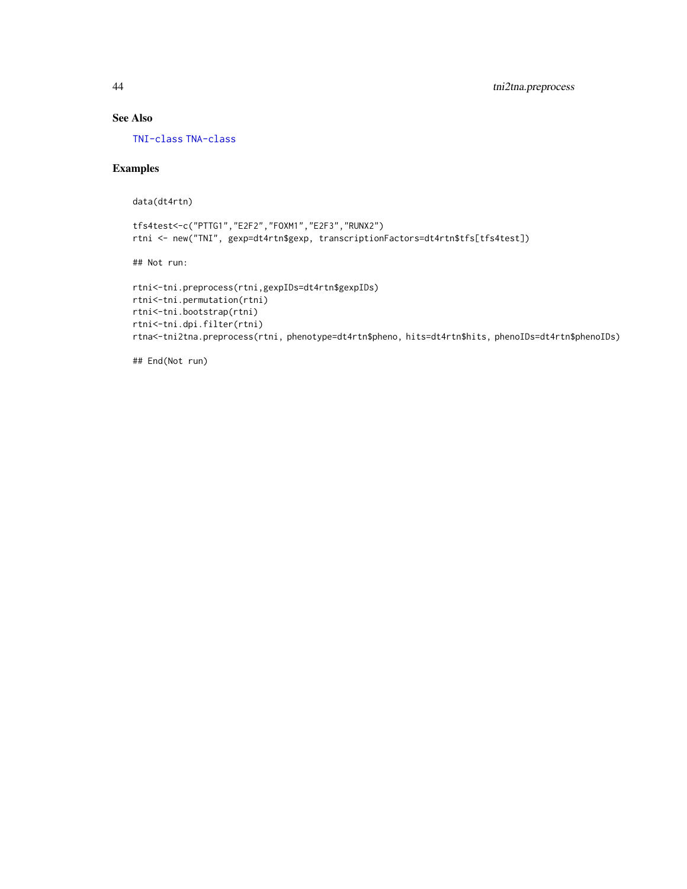## See Also

TNI-class TNA-class

## Examples

```
data(dt4rtn)

tfs4test<-c("PTTG1","E2F2","FOXM1","E2F3","RUNX2")
rtni <- new("TNI", gexp=dt4rtn$gexp, transcriptionFactors=dt4rtn$tfs[tfs4test])

## Not run:

rtni<-tni.preprocess(rtni,gexpIDs=dt4rtn$gexpIDs)
rtni<-tni.permutation(rtni)
rtni<-tni.bootstrap(rtni)
rtni<-tni.dpi.filter(rtni)
rtna<-tni2tna.preprocess(rtni, phenotype=dt4rtn$pheno, hits=dt4rtn$hits, phenoIDs=dt4rtn$phenoIDs)

## End(Not run)
```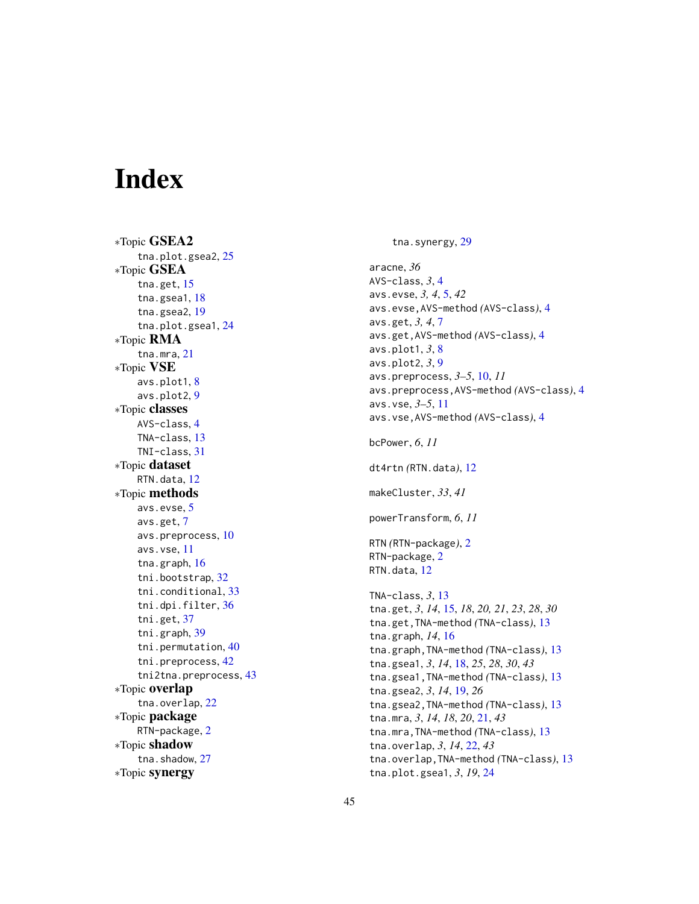# Index

*Topic **GSEA2**
  tna.plot.gsea2, 25
*Topic **GSEA**
  tna.get, 15
  tna.gsea1, 18
  tna.gsea2, 19
  tna.plot.gsea1, 24
*Topic **RMA**
  tna.mra, 21
*Topic **VSE**
  avs.plot1, 8
  avs.plot2, 9
*Topic **classes**
  AVS-class, 4
  TNA-class, 13
  TNI-class, 31
*Topic **dataset**
  RTN.data, 12
*Topic **methods**
  avs.evse, 5
  avs.get, 7
  avs.preprocess, 10
  avs.vse, 11
  tna.graph, 16
  tni.bootstrap, 32
  tni.conditional, 33
  tni.dpi.filter, 36
  tni.get, 37
  tni.graph, 39
  tni.permutation, 40
  tni.preprocess, 42
  tni2tna.preprocess, 43
*Topic **overlap**
  tna.overlap, 22
*Topic **package**
  RTN-package, 2
*Topic **shadow**
  tna.shadow, 27
*Topic **synergy**
  tna.synergy, 29

aracne, *36*
AVS-class, *3*, 4
avs.evse, *3, 4*, 5, *42*
avs.evse,AVS-method *(AVS-class)*, 4
avs.get, *3, 4*, 7
avs.get,AVS-method *(AVS-class)*, 4
avs.plot1, *3*, 8
avs.plot2, *3*, 9
avs.preprocess, *3–5*, 10, *11*
avs.preprocess,AVS-method *(AVS-class)*, 4
avs.vse, *3–5*, 11
avs.vse,AVS-method *(AVS-class)*, 4

bcPower, *6*, *11*

dt4rtn *(RTN.data)*, 12

makeCluster, *33*, *41*

powerTransform, *6*, *11*

RTN *(RTN-package)*, 2
RTN-package, 2
RTN.data, 12

TNA-class, *3*, 13
tna.get, *3*, *14*, 15, *18*, *20, 21*, *23*, *28*, *30*
tna.get,TNA-method *(TNA-class)*, 13
tna.graph, *14*, 16
tna.graph,TNA-method *(TNA-class)*, 13
tna.gsea1, *3*, *14*, 18, *25*, *28*, *30*, *43*
tna.gsea1,TNA-method *(TNA-class)*, 13
tna.gsea2, *3*, *14*, 19, *26*
tna.gsea2,TNA-method *(TNA-class)*, 13
tna.mra, *3*, *14*, *18*, *20*, 21, *43*
tna.mra,TNA-method *(TNA-class)*, 13
tna.overlap, *3*, *14*, 22, *43*
tna.overlap,TNA-method *(TNA-class)*, 13
tna.plot.gsea1, *3*, *19*, 24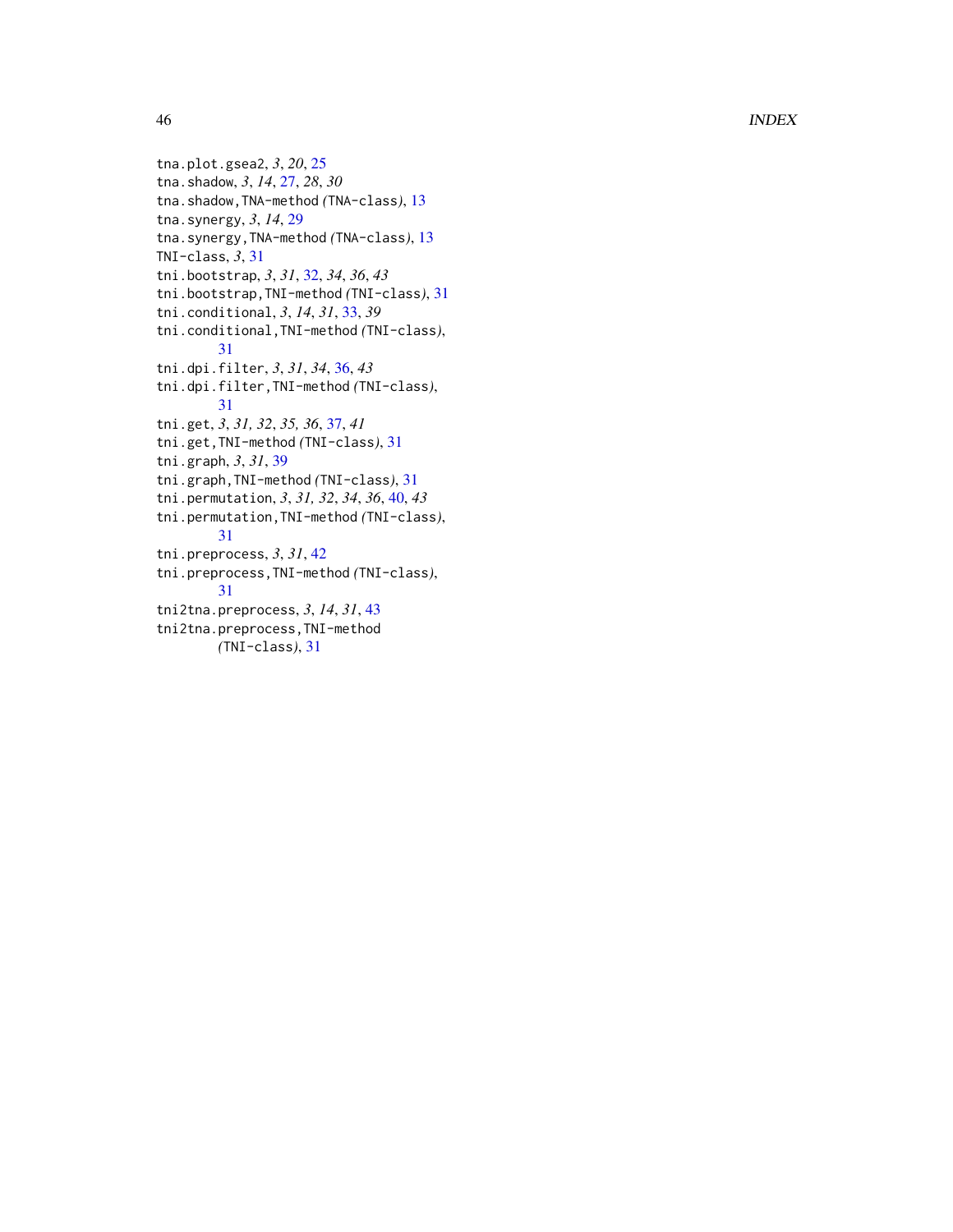tna.plot.gsea2, *3*, *20*, 25
tna.shadow, *3*, *14*, 27, *28*, *30*
tna.shadow,TNA-method *(*TNA-class*)*, 13
tna.synergy, *3*, *14*, 29
tna.synergy,TNA-method *(*TNA-class*)*, 13
TNI-class, *3*, 31
tni.bootstrap, *3*, *31*, 32, *34*, *36*, *43*
tni.bootstrap,TNI-method *(*TNI-class*)*, 31
tni.conditional, *3*, *14*, *31*, 33, *39*
tni.conditional,TNI-method *(*TNI-class*)*, 31
tni.dpi.filter, *3*, *31*, *34*, 36, *43*
tni.dpi.filter,TNI-method *(*TNI-class*)*, 31
tni.get, *3*, *31, 32*, *35, 36*, 37, *41*
tni.get,TNI-method *(*TNI-class*)*, 31
tni.graph, *3*, *31*, 39
tni.graph,TNI-method *(*TNI-class*)*, 31
tni.permutation, *3*, *31, 32*, *34*, *36*, 40, *43*
tni.permutation,TNI-method *(*TNI-class*)*, 31
tni.preprocess, *3*, *31*, 42
tni.preprocess,TNI-method *(*TNI-class*)*, 31
tni2tna.preprocess, *3*, *14*, *31*, 43
tni2tna.preprocess,TNI-method *(*TNI-class*)*, 31